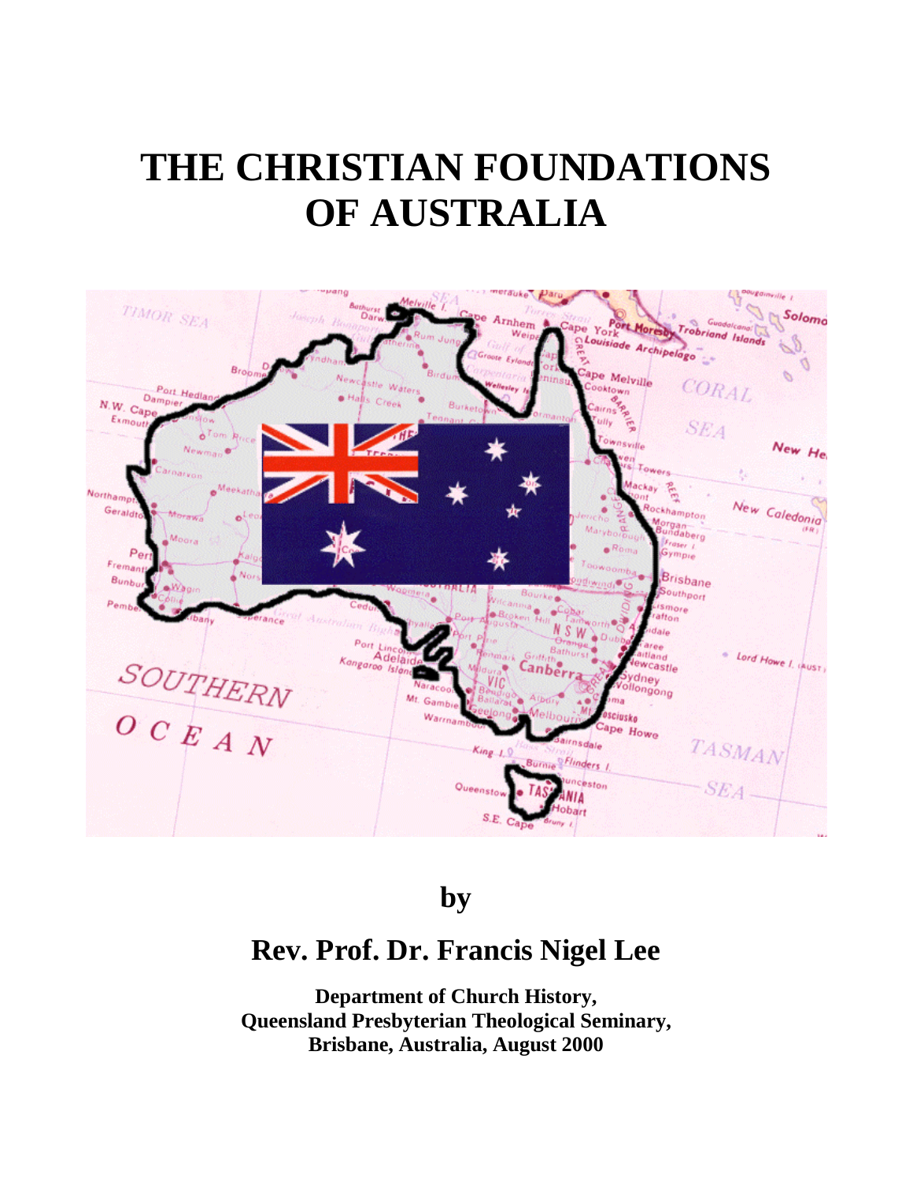# THE CHRISTIAN FOUNDATIONS OF AUSTRALIA

**by**

## Rev. Prof. Dr. Francis Nigel Lee

**Department of Church History,**
**Queensland Presbyterian Theological Seminary,**
**Brisbane, Australia, August 2000**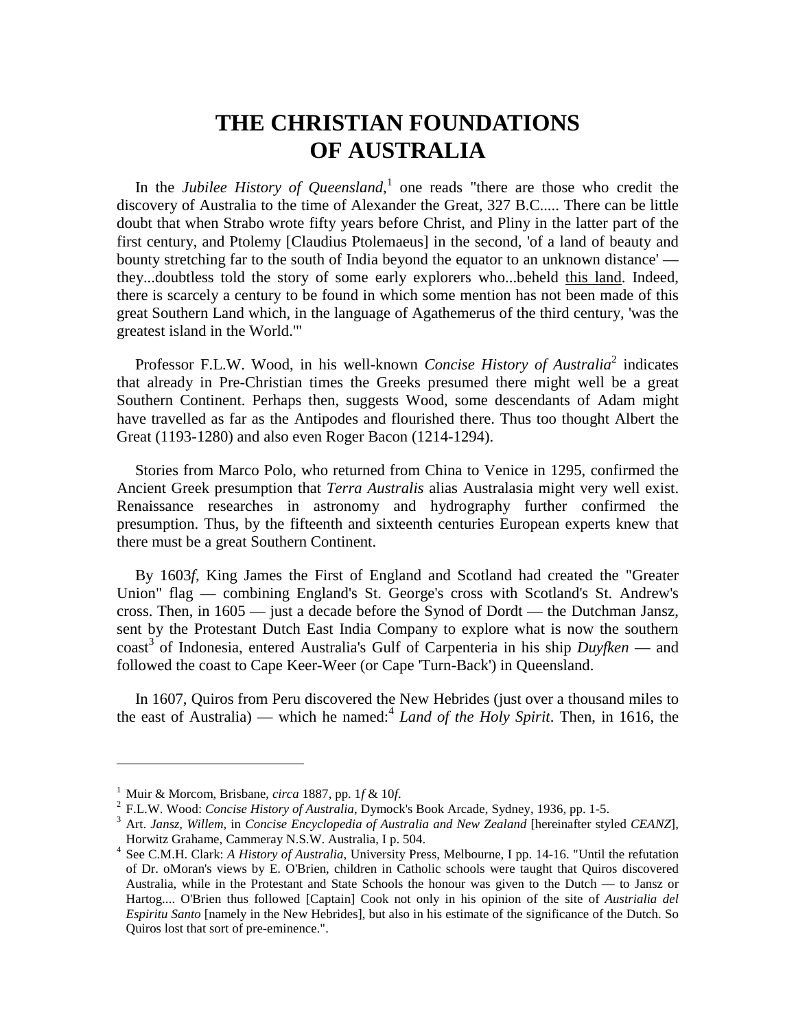# THE CHRISTIAN FOUNDATIONS OF AUSTRALIA

In the *Jubilee History of Queensland*,[1] one reads "there are those who credit the discovery of Australia to the time of Alexander the Great, 327 B.C..... There can be little doubt that when Strabo wrote fifty years before Christ, and Pliny in the latter part of the first century, and Ptolemy [Claudius Ptolemaeus] in the second, 'of a land of beauty and bounty stretching far to the south of India beyond the equator to an unknown distance' — they...doubtless told the story of some early explorers who...beheld <u>this land</u>. Indeed, there is scarcely a century to be found in which some mention has not been made of this great Southern Land which, in the language of Agathemerus of the third century, 'was the greatest island in the World.'"

Professor F.L.W. Wood, in his well-known *Concise History of Australia*[2] indicates that already in Pre-Christian times the Greeks presumed there might well be a great Southern Continent. Perhaps then, suggests Wood, some descendants of Adam might have travelled as far as the Antipodes and flourished there. Thus too thought Albert the Great (1193-1280) and also even Roger Bacon (1214-1294).

Stories from Marco Polo, who returned from China to Venice in 1295, confirmed the Ancient Greek presumption that *Terra Australis* alias Australasia might very well exist. Renaissance researches in astronomy and hydrography further confirmed the presumption. Thus, by the fifteenth and sixteenth centuries European experts knew that there must be a great Southern Continent.

By 1603*f*, King James the First of England and Scotland had created the "Greater Union" flag — combining England's St. George's cross with Scotland's St. Andrew's cross. Then, in 1605 — just a decade before the Synod of Dordt — the Dutchman Jansz, sent by the Protestant Dutch East India Company to explore what is now the southern coast[3] of Indonesia, entered Australia's Gulf of Carpenteria in his ship *Duyfken* — and followed the coast to Cape Keer-Weer (or Cape 'Turn-Back') in Queensland.

In 1607, Quiros from Peru discovered the New Hebrides (just over a thousand miles to the east of Australia) — which he named:[4] *Land of the Holy Spirit*. Then, in 1616, the

---

[1] Muir & Morcom, Brisbane, *circa* 1887, pp. 1*f* & 10*f*.

[2] F.L.W. Wood: *Concise History of Australia*, Dymock's Book Arcade, Sydney, 1936, pp. 1-5.

[3] Art. *Jansz, Willem*, in *Concise Encyclopedia of Australia and New Zealand* [hereinafter styled *CEANZ*], Horwitz Grahame, Cammeray N.S.W. Australia, I p. 504.

[4] See C.M.H. Clark: *A History of Australia*, University Press, Melbourne, I pp. 14-16. "Until the refutation of Dr. oMoran's views by E. O'Brien, children in Catholic schools were taught that Quiros discovered Australia, while in the Protestant and State Schools the honour was given to the Dutch — to Jansz or Hartog.... O'Brien thus followed [Captain] Cook not only in his opinion of the site of *Austrialia del Espiritu Santo* [namely in the New Hebrides], but also in his estimate of the significance of the Dutch. So Quiros lost that sort of pre-eminence.".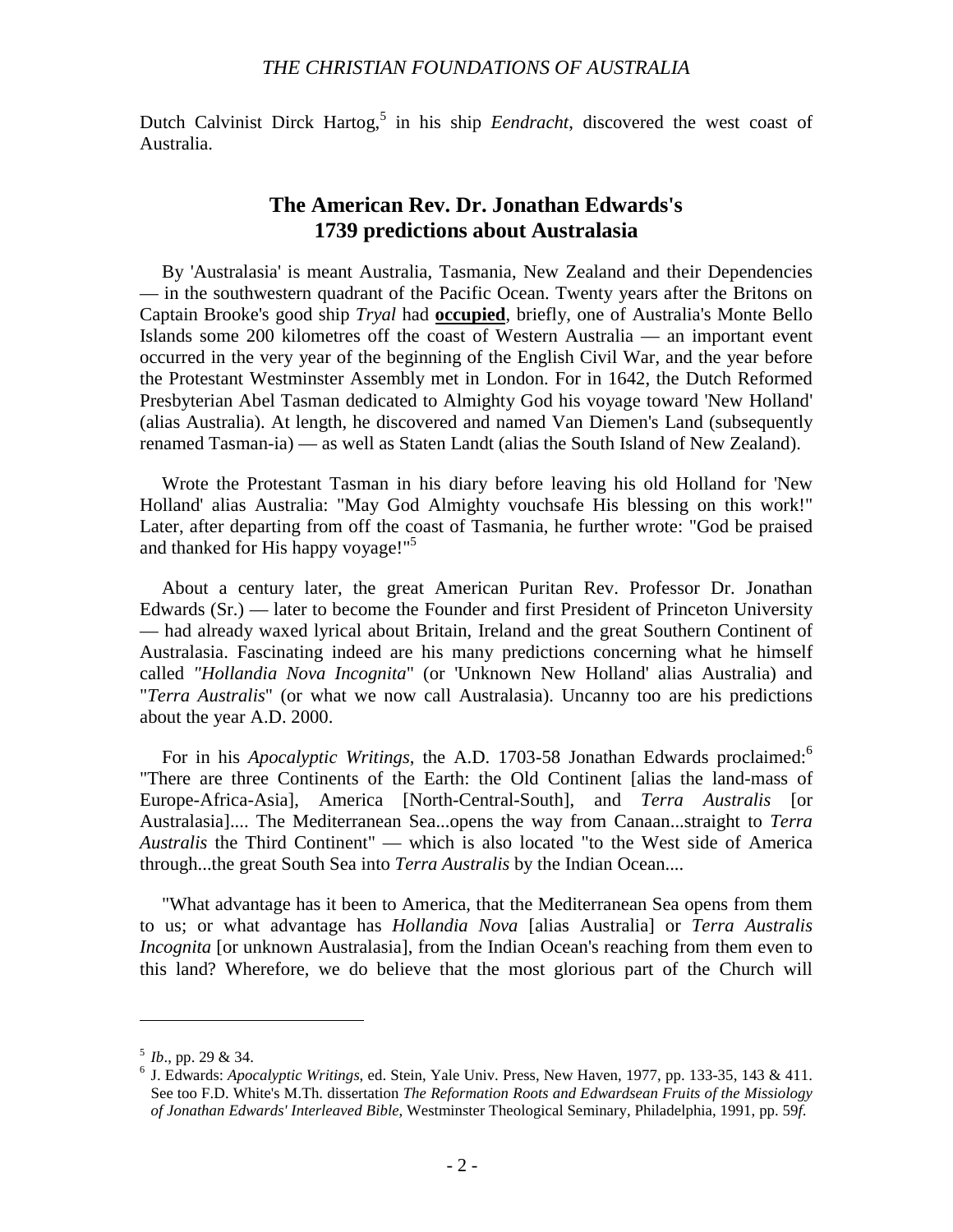Dutch Calvinist Dirck Hartog,[5] in his ship *Eendracht*, discovered the west coast of Australia.

## The American Rev. Dr. Jonathan Edwards's 1739 predictions about Australasia

By 'Australasia' is meant Australia, Tasmania, New Zealand and their Dependencies — in the southwestern quadrant of the Pacific Ocean. Twenty years after the Britons on Captain Brooke's good ship *Tryal* had **occupied**, briefly, one of Australia's Monte Bello Islands some 200 kilometres off the coast of Western Australia — an important event occurred in the very year of the beginning of the English Civil War, and the year before the Protestant Westminster Assembly met in London. For in 1642, the Dutch Reformed Presbyterian Abel Tasman dedicated to Almighty God his voyage toward 'New Holland' (alias Australia). At length, he discovered and named Van Diemen's Land (subsequently renamed Tasman-ia) — as well as Staten Landt (alias the South Island of New Zealand).

Wrote the Protestant Tasman in his diary before leaving his old Holland for 'New Holland' alias Australia: "May God Almighty vouchsafe His blessing on this work!" Later, after departing from off the coast of Tasmania, he further wrote: "God be praised and thanked for His happy voyage!"[5]

About a century later, the great American Puritan Rev. Professor Dr. Jonathan Edwards (Sr.) — later to become the Founder and first President of Princeton University — had already waxed lyrical about Britain, Ireland and the great Southern Continent of Australasia. Fascinating indeed are his many predictions concerning what he himself called *"Hollandia Nova Incognita*" (or 'Unknown New Holland' alias Australia) and "*Terra Australis*" (or what we now call Australasia). Uncanny too are his predictions about the year A.D. 2000.

For in his *Apocalyptic Writings*, the A.D. 1703-58 Jonathan Edwards proclaimed:[6] "There are three Continents of the Earth: the Old Continent [alias the land-mass of Europe-Africa-Asia], America [North-Central-South], and *Terra Australis* [or Australasia].... The Mediterranean Sea...opens the way from Canaan...straight to *Terra Australis* the Third Continent" — which is also located "to the West side of America through...the great South Sea into *Terra Australis* by the Indian Ocean....

"What advantage has it been to America, that the Mediterranean Sea opens from them to us; or what advantage has *Hollandia Nova* [alias Australia] or *Terra Australis Incognita* [or unknown Australasia], from the Indian Ocean's reaching from them even to this land? Wherefore, we do believe that the most glorious part of the Church will

---

[5] *Ib*., pp. 29 & 34.

[6] J. Edwards: *Apocalyptic Writings*, ed. Stein, Yale Univ. Press, New Haven, 1977, pp. 133-35, 143 & 411. See too F.D. White's M.Th. dissertation *The Reformation Roots and Edwardsean Fruits of the Missiology of Jonathan Edwards' Interleaved Bible*, Westminster Theological Seminary, Philadelphia, 1991, pp. 59*f*.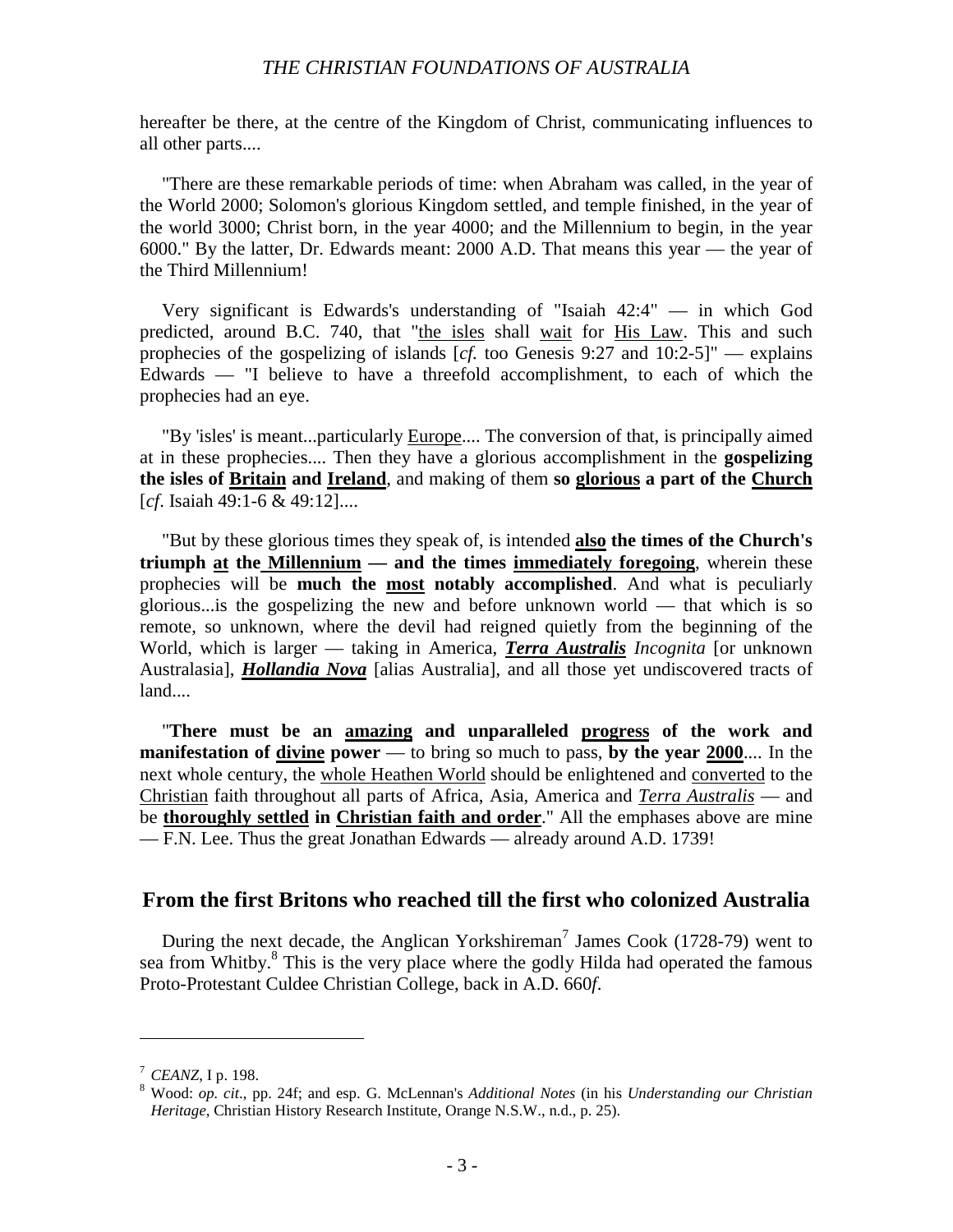hereafter be there, at the centre of the Kingdom of Christ, communicating influences to all other parts....

"There are these remarkable periods of time: when Abraham was called, in the year of the World 2000; Solomon's glorious Kingdom settled, and temple finished, in the year of the world 3000; Christ born, in the year 4000; and the Millennium to begin, in the year 6000." By the latter, Dr. Edwards meant: 2000 A.D. That means this year — the year of the Third Millennium!

Very significant is Edwards's understanding of "Isaiah 42:4" — in which God predicted, around B.C. 740, that "the isles shall wait for His Law. This and such prophecies of the gospelizing of islands [*cf.* too Genesis 9:27 and 10:2-5]" — explains Edwards — "I believe to have a threefold accomplishment, to each of which the prophecies had an eye.

"By 'isles' is meant...particularly Europe.... The conversion of that, is principally aimed at in these prophecies.... Then they have a glorious accomplishment in the **gospelizing the isles of Britain and Ireland**, and making of them **so glorious a part of the Church** [*cf*. Isaiah 49:1-6 & 49:12]....

"But by these glorious times they speak of, is intended **also the times of the Church's triumph at the Millennium — and the times immediately foregoing**, wherein these prophecies will be **much the most notably accomplished**. And what is peculiarly glorious...is the gospelizing the new and before unknown world — that which is so remote, so unknown, where the devil had reigned quietly from the beginning of the World, which is larger — taking in America, ***Terra Australis*** *Incognita* [or unknown Australasia], ***Hollandia Nova*** [alias Australia], and all those yet undiscovered tracts of land....

"**There must be an amazing and unparalleled progress of the work and manifestation of divine power** — to bring so much to pass, **by the year 2000**.... In the next whole century, the whole Heathen World should be enlightened and converted to the Christian faith throughout all parts of Africa, Asia, America and *Terra Australis* — and be **thoroughly settled in Christian faith and order**." All the emphases above are mine — F.N. Lee. Thus the great Jonathan Edwards — already around A.D. 1739!

## From the first Britons who reached till the first who colonized Australia

During the next decade, the Anglican Yorkshireman[7] James Cook (1728-79) went to sea from Whitby.[8] This is the very place where the godly Hilda had operated the famous Proto-Protestant Culdee Christian College, back in A.D. 660*f*.

---

[7] *CEANZ*, I p. 198.

[8] Wood: *op. cit*., pp. 24f; and esp. G. McLennan's *Additional Notes* (in his *Understanding our Christian Heritage*, Christian History Research Institute, Orange N.S.W., n.d., p. 25).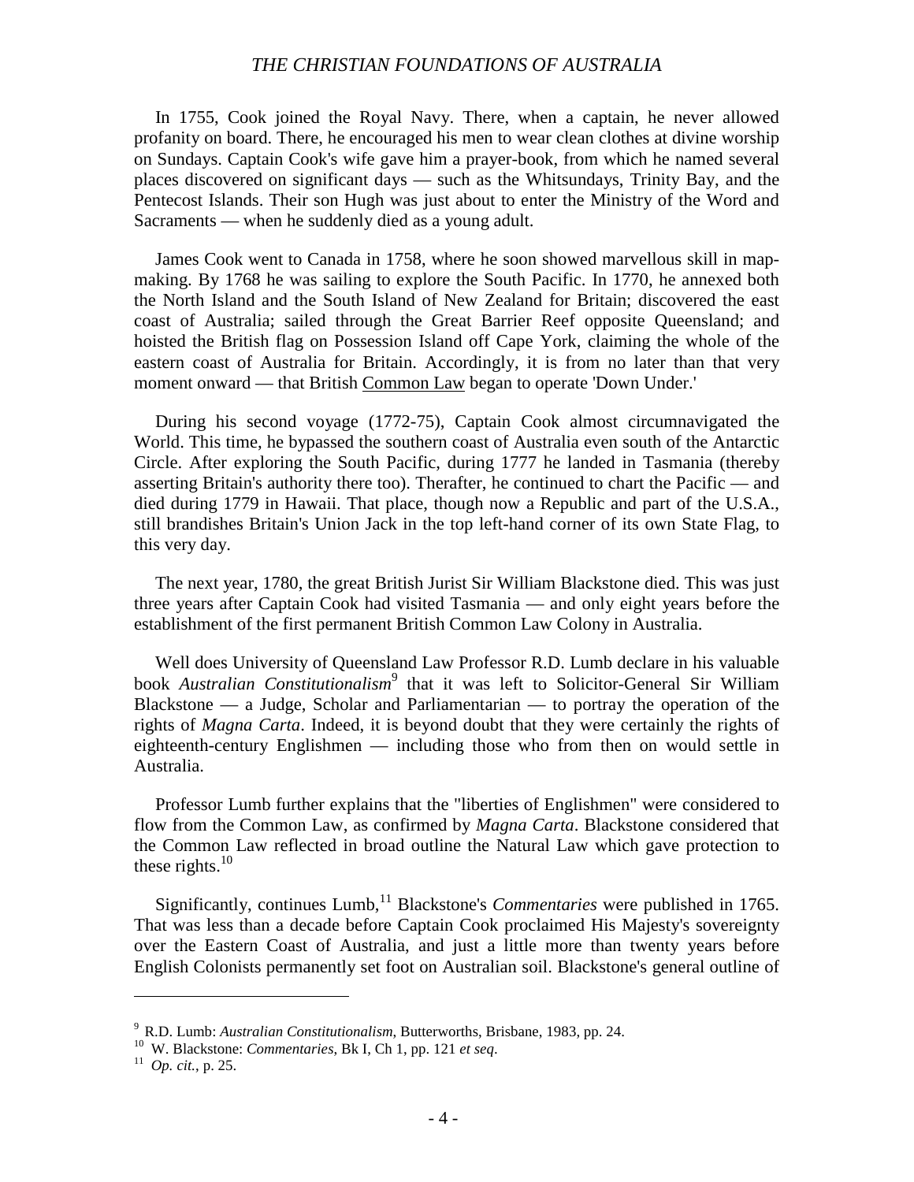In 1755, Cook joined the Royal Navy. There, when a captain, he never allowed profanity on board. There, he encouraged his men to wear clean clothes at divine worship on Sundays. Captain Cook's wife gave him a prayer-book, from which he named several places discovered on significant days — such as the Whitsundays, Trinity Bay, and the Pentecost Islands. Their son Hugh was just about to enter the Ministry of the Word and Sacraments — when he suddenly died as a young adult.

James Cook went to Canada in 1758, where he soon showed marvellous skill in map-making. By 1768 he was sailing to explore the South Pacific. In 1770, he annexed both the North Island and the South Island of New Zealand for Britain; discovered the east coast of Australia; sailed through the Great Barrier Reef opposite Queensland; and hoisted the British flag on Possession Island off Cape York, claiming the whole of the eastern coast of Australia for Britain. Accordingly, it is from no later than that very moment onward — that British <u>Common Law</u> began to operate 'Down Under.'

During his second voyage (1772-75), Captain Cook almost circumnavigated the World. This time, he bypassed the southern coast of Australia even south of the Antarctic Circle. After exploring the South Pacific, during 1777 he landed in Tasmania (thereby asserting Britain's authority there too). Therafter, he continued to chart the Pacific — and died during 1779 in Hawaii. That place, though now a Republic and part of the U.S.A., still brandishes Britain's Union Jack in the top left-hand corner of its own State Flag, to this very day.

The next year, 1780, the great British Jurist Sir William Blackstone died. This was just three years after Captain Cook had visited Tasmania — and only eight years before the establishment of the first permanent British Common Law Colony in Australia.

Well does University of Queensland Law Professor R.D. Lumb declare in his valuable book *Australian Constitutionalism*[9] that it was left to Solicitor-General Sir William Blackstone — a Judge, Scholar and Parliamentarian — to portray the operation of the rights of *Magna Carta*. Indeed, it is beyond doubt that they were certainly the rights of eighteenth-century Englishmen — including those who from then on would settle in Australia.

Professor Lumb further explains that the "liberties of Englishmen" were considered to flow from the Common Law, as confirmed by *Magna Carta*. Blackstone considered that the Common Law reflected in broad outline the Natural Law which gave protection to these rights.[10]

Significantly, continues Lumb,[11] Blackstone's *Commentaries* were published in 1765. That was less than a decade before Captain Cook proclaimed His Majesty's sovereignty over the Eastern Coast of Australia, and just a little more than twenty years before English Colonists permanently set foot on Australian soil. Blackstone's general outline of

---

[9] R.D. Lumb: *Australian Constitutionalism*, Butterworths, Brisbane, 1983, pp. 24.

[10] W. Blackstone: *Commentaries*, Bk I, Ch 1, pp. 121 *et seq*.

[11] *Op. cit.*, p. 25.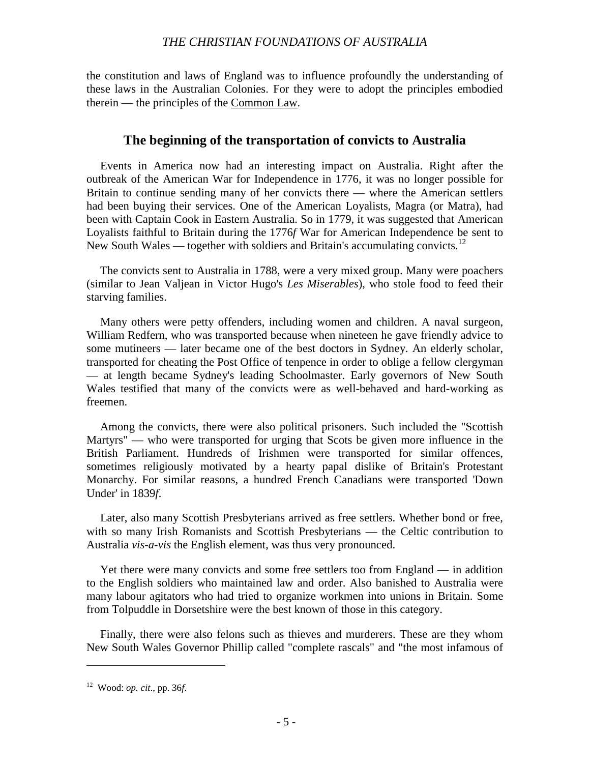the constitution and laws of England was to influence profoundly the understanding of these laws in the Australian Colonies. For they were to adopt the principles embodied therein — the principles of the Common Law.

## The beginning of the transportation of convicts to Australia

Events in America now had an interesting impact on Australia. Right after the outbreak of the American War for Independence in 1776, it was no longer possible for Britain to continue sending many of her convicts there — where the American settlers had been buying their services. One of the American Loyalists, Magra (or Matra), had been with Captain Cook in Eastern Australia. So in 1779, it was suggested that American Loyalists faithful to Britain during the 1776*f* War for American Independence be sent to New South Wales — together with soldiers and Britain's accumulating convicts.[12]

The convicts sent to Australia in 1788, were a very mixed group. Many were poachers (similar to Jean Valjean in Victor Hugo's *Les Miserables*), who stole food to feed their starving families.

Many others were petty offenders, including women and children. A naval surgeon, William Redfern, who was transported because when nineteen he gave friendly advice to some mutineers — later became one of the best doctors in Sydney. An elderly scholar, transported for cheating the Post Office of tenpence in order to oblige a fellow clergyman — at length became Sydney's leading Schoolmaster. Early governors of New South Wales testified that many of the convicts were as well-behaved and hard-working as freemen.

Among the convicts, there were also political prisoners. Such included the "Scottish Martyrs" — who were transported for urging that Scots be given more influence in the British Parliament. Hundreds of Irishmen were transported for similar offences, sometimes religiously motivated by a hearty papal dislike of Britain's Protestant Monarchy. For similar reasons, a hundred French Canadians were transported 'Down Under' in 1839*f*.

Later, also many Scottish Presbyterians arrived as free settlers. Whether bond or free, with so many Irish Romanists and Scottish Presbyterians — the Celtic contribution to Australia *vis-a-vis* the English element, was thus very pronounced.

Yet there were many convicts and some free settlers too from England — in addition to the English soldiers who maintained law and order. Also banished to Australia were many labour agitators who had tried to organize workmen into unions in Britain. Some from Tolpuddle in Dorsetshire were the best known of those in this category.

Finally, there were also felons such as thieves and murderers. These are they whom New South Wales Governor Phillip called "complete rascals" and "the most infamous of

---

[12] Wood: *op. cit*., pp. 36*f*.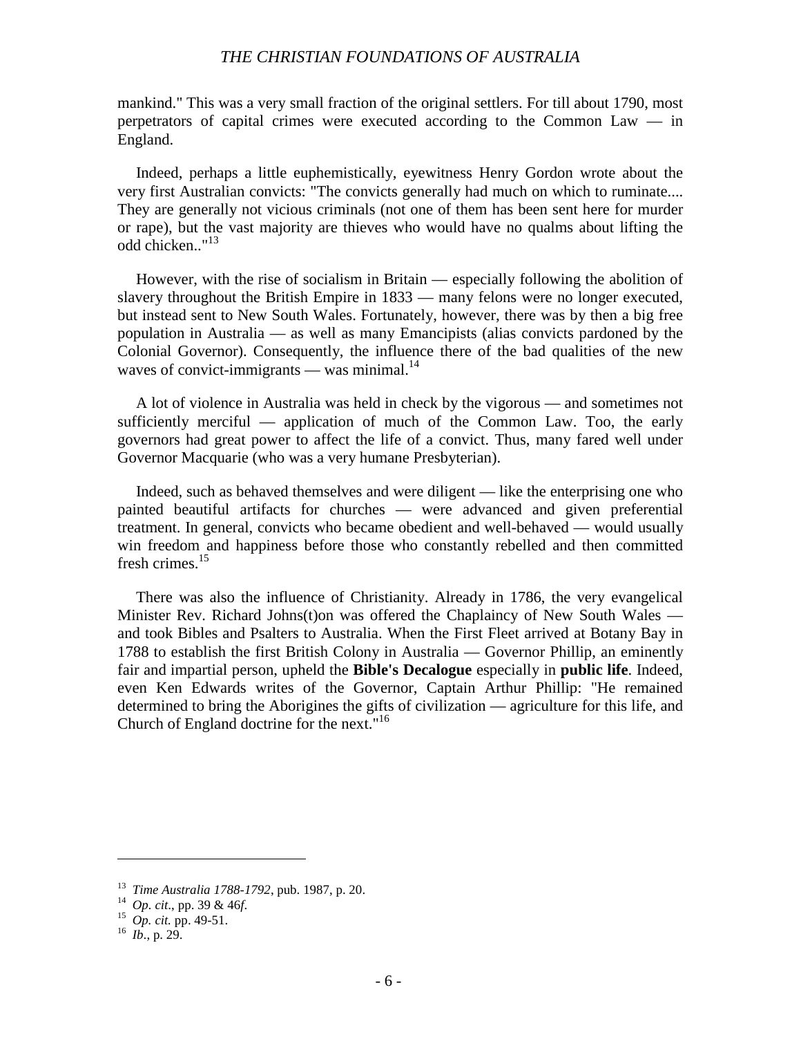mankind." This was a very small fraction of the original settlers. For till about 1790, most perpetrators of capital crimes were executed according to the Common Law — in England.

Indeed, perhaps a little euphemistically, eyewitness Henry Gordon wrote about the very first Australian convicts: "The convicts generally had much on which to ruminate.... They are generally not vicious criminals (not one of them has been sent here for murder or rape), but the vast majority are thieves who would have no qualms about lifting the odd chicken.."[13]

However, with the rise of socialism in Britain — especially following the abolition of slavery throughout the British Empire in 1833 — many felons were no longer executed, but instead sent to New South Wales. Fortunately, however, there was by then a big free population in Australia — as well as many Emancipists (alias convicts pardoned by the Colonial Governor). Consequently, the influence there of the bad qualities of the new waves of convict-immigrants — was minimal.[14]

A lot of violence in Australia was held in check by the vigorous — and sometimes not sufficiently merciful — application of much of the Common Law. Too, the early governors had great power to affect the life of a convict. Thus, many fared well under Governor Macquarie (who was a very humane Presbyterian).

Indeed, such as behaved themselves and were diligent — like the enterprising one who painted beautiful artifacts for churches — were advanced and given preferential treatment. In general, convicts who became obedient and well-behaved — would usually win freedom and happiness before those who constantly rebelled and then committed fresh crimes.[15]

There was also the influence of Christianity. Already in 1786, the very evangelical Minister Rev. Richard Johns(t)on was offered the Chaplaincy of New South Wales — and took Bibles and Psalters to Australia. When the First Fleet arrived at Botany Bay in 1788 to establish the first British Colony in Australia — Governor Phillip, an eminently fair and impartial person, upheld the **Bible's Decalogue** especially in **public life**. Indeed, even Ken Edwards writes of the Governor, Captain Arthur Phillip: "He remained determined to bring the Aborigines the gifts of civilization — agriculture for this life, and Church of England doctrine for the next."[16]

---

[13] *Time Australia 1788-1792*, pub. 1987, p. 20.
[14] *Op. cit*., pp. 39 & 46*f*.
[15] *Op. cit.* pp. 49-51.
[16] *Ib.*, p. 29.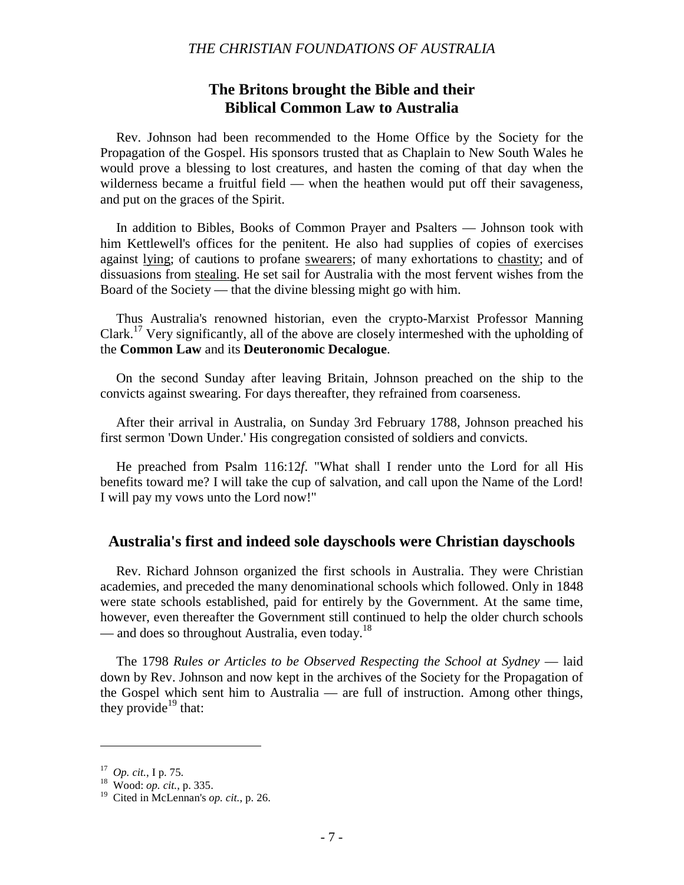## The Britons brought the Bible and their Biblical Common Law to Australia

Rev. Johnson had been recommended to the Home Office by the Society for the Propagation of the Gospel. His sponsors trusted that as Chaplain to New South Wales he would prove a blessing to lost creatures, and hasten the coming of that day when the wilderness became a fruitful field — when the heathen would put off their savageness, and put on the graces of the Spirit.

In addition to Bibles, Books of Common Prayer and Psalters — Johnson took with him Kettlewell's offices for the penitent. He also had supplies of copies of exercises against <u>lying</u>; of cautions to profane <u>swearers</u>; of many exhortations to <u>chastity</u>; and of dissuasions from <u>stealing</u>. He set sail for Australia with the most fervent wishes from the Board of the Society — that the divine blessing might go with him.

Thus Australia's renowned historian, even the crypto-Marxist Professor Manning Clark.[17] Very significantly, all of the above are closely intermeshed with the upholding of the **Common Law** and its **Deuteronomic Decalogue**.

On the second Sunday after leaving Britain, Johnson preached on the ship to the convicts against swearing. For days thereafter, they refrained from coarseness.

After their arrival in Australia, on Sunday 3rd February 1788, Johnson preached his first sermon 'Down Under.' His congregation consisted of soldiers and convicts.

He preached from Psalm 116:12*f*. "What shall I render unto the Lord for all His benefits toward me? I will take the cup of salvation, and call upon the Name of the Lord! I will pay my vows unto the Lord now!"

## Australia's first and indeed sole dayschools were Christian dayschools

Rev. Richard Johnson organized the first schools in Australia. They were Christian academies, and preceded the many denominational schools which followed. Only in 1848 were state schools established, paid for entirely by the Government. At the same time, however, even thereafter the Government still continued to help the older church schools — and does so throughout Australia, even today.[18]

The 1798 *Rules or Articles to be Observed Respecting the School at Sydney* — laid down by Rev. Johnson and now kept in the archives of the Society for the Propagation of the Gospel which sent him to Australia — are full of instruction. Among other things, they provide[19] that:

---

[17] *Op. cit.*, I p. 75.
[18] Wood: *op. cit.*, p. 335.
[19] Cited in McLennan's *op. cit.*, p. 26.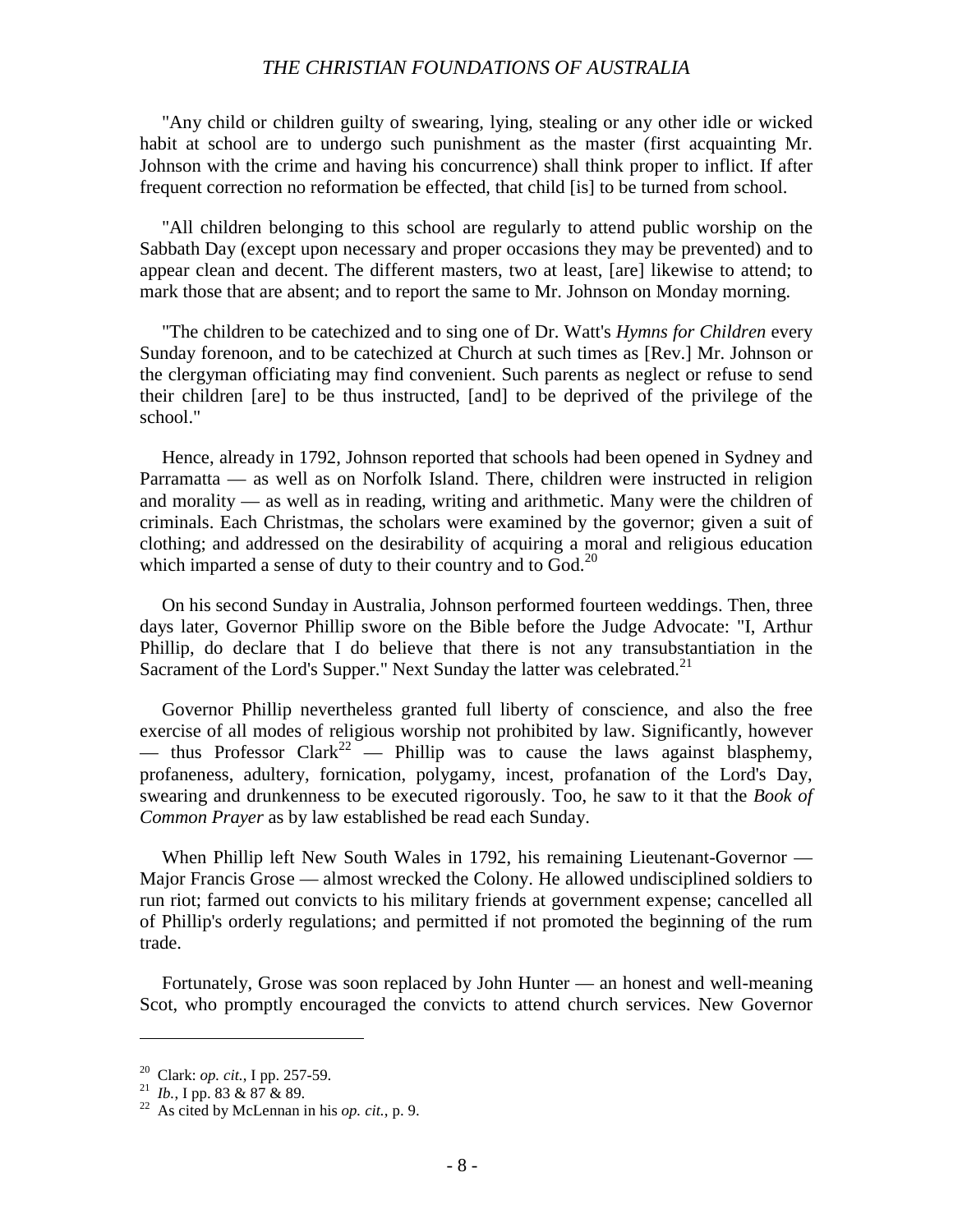"Any child or children guilty of swearing, lying, stealing or any other idle or wicked habit at school are to undergo such punishment as the master (first acquainting Mr. Johnson with the crime and having his concurrence) shall think proper to inflict. If after frequent correction no reformation be effected, that child [is] to be turned from school.

"All children belonging to this school are regularly to attend public worship on the Sabbath Day (except upon necessary and proper occasions they may be prevented) and to appear clean and decent. The different masters, two at least, [are] likewise to attend; to mark those that are absent; and to report the same to Mr. Johnson on Monday morning.

"The children to be catechized and to sing one of Dr. Watt's *Hymns for Children* every Sunday forenoon, and to be catechized at Church at such times as [Rev.] Mr. Johnson or the clergyman officiating may find convenient. Such parents as neglect or refuse to send their children [are] to be thus instructed, [and] to be deprived of the privilege of the school."

Hence, already in 1792, Johnson reported that schools had been opened in Sydney and Parramatta — as well as on Norfolk Island. There, children were instructed in religion and morality — as well as in reading, writing and arithmetic. Many were the children of criminals. Each Christmas, the scholars were examined by the governor; given a suit of clothing; and addressed on the desirability of acquiring a moral and religious education which imparted a sense of duty to their country and to God.[20]

On his second Sunday in Australia, Johnson performed fourteen weddings. Then, three days later, Governor Phillip swore on the Bible before the Judge Advocate: "I, Arthur Phillip, do declare that I do believe that there is not any transubstantiation in the Sacrament of the Lord's Supper." Next Sunday the latter was celebrated.[21]

Governor Phillip nevertheless granted full liberty of conscience, and also the free exercise of all modes of religious worship not prohibited by law. Significantly, however — thus Professor Clark[22] — Phillip was to cause the laws against blasphemy, profaneness, adultery, fornication, polygamy, incest, profanation of the Lord's Day, swearing and drunkenness to be executed rigorously. Too, he saw to it that the *Book of Common Prayer* as by law established be read each Sunday.

When Phillip left New South Wales in 1792, his remaining Lieutenant-Governor — Major Francis Grose — almost wrecked the Colony. He allowed undisciplined soldiers to run riot; farmed out convicts to his military friends at government expense; cancelled all of Phillip's orderly regulations; and permitted if not promoted the beginning of the rum trade.

Fortunately, Grose was soon replaced by John Hunter — an honest and well-meaning Scot, who promptly encouraged the convicts to attend church services. New Governor

---

[20] Clark: *op. cit.*, I pp. 257-59.
[21] *Ib.*, I pp. 83 & 87 & 89.
[22] As cited by McLennan in his *op. cit.*, p. 9.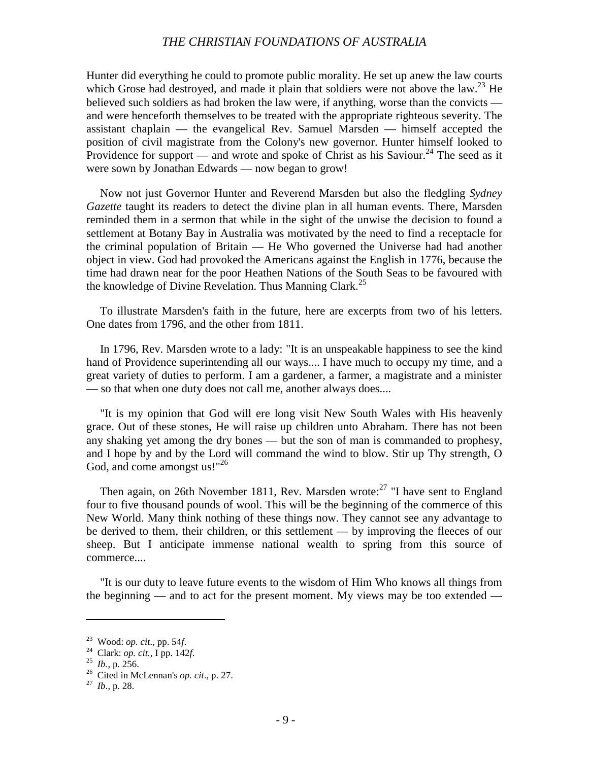Hunter did everything he could to promote public morality. He set up anew the law courts which Grose had destroyed, and made it plain that soldiers were not above the law.[23] He believed such soldiers as had broken the law were, if anything, worse than the convicts — and were henceforth themselves to be treated with the appropriate righteous severity. The assistant chaplain — the evangelical Rev. Samuel Marsden — himself accepted the position of civil magistrate from the Colony's new governor. Hunter himself looked to Providence for support — and wrote and spoke of Christ as his Saviour.[24] The seed as it were sown by Jonathan Edwards — now began to grow!

Now not just Governor Hunter and Reverend Marsden but also the fledgling *Sydney Gazette* taught its readers to detect the divine plan in all human events. There, Marsden reminded them in a sermon that while in the sight of the unwise the decision to found a settlement at Botany Bay in Australia was motivated by the need to find a receptacle for the criminal population of Britain — He Who governed the Universe had had another object in view. God had provoked the Americans against the English in 1776, because the time had drawn near for the poor Heathen Nations of the South Seas to be favoured with the knowledge of Divine Revelation. Thus Manning Clark.[25]

To illustrate Marsden's faith in the future, here are excerpts from two of his letters. One dates from 1796, and the other from 1811.

In 1796, Rev. Marsden wrote to a lady: "It is an unspeakable happiness to see the kind hand of Providence superintending all our ways.... I have much to occupy my time, and a great variety of duties to perform. I am a gardener, a farmer, a magistrate and a minister — so that when one duty does not call me, another always does....

"It is my opinion that God will ere long visit New South Wales with His heavenly grace. Out of these stones, He will raise up children unto Abraham. There has not been any shaking yet among the dry bones — but the son of man is commanded to prophesy, and I hope by and by the Lord will command the wind to blow. Stir up Thy strength, O God, and come amongst us!"[26]

Then again, on 26th November 1811, Rev. Marsden wrote:[27] "I have sent to England four to five thousand pounds of wool. This will be the beginning of the commerce of this New World. Many think nothing of these things now. They cannot see any advantage to be derived to them, their children, or this settlement — by improving the fleeces of our sheep. But I anticipate immense national wealth to spring from this source of commerce....

"It is our duty to leave future events to the wisdom of Him Who knows all things from the beginning — and to act for the present moment. My views may be too extended —

---

23 Wood: *op. cit*., pp. 54*f.*

24 Clark: *op. cit.,* I pp. 142*f.*

25 *Ib.*, p. 256.

26 Cited in McLennan's *op. cit*., p. 27.

27 *Ib*., p. 28.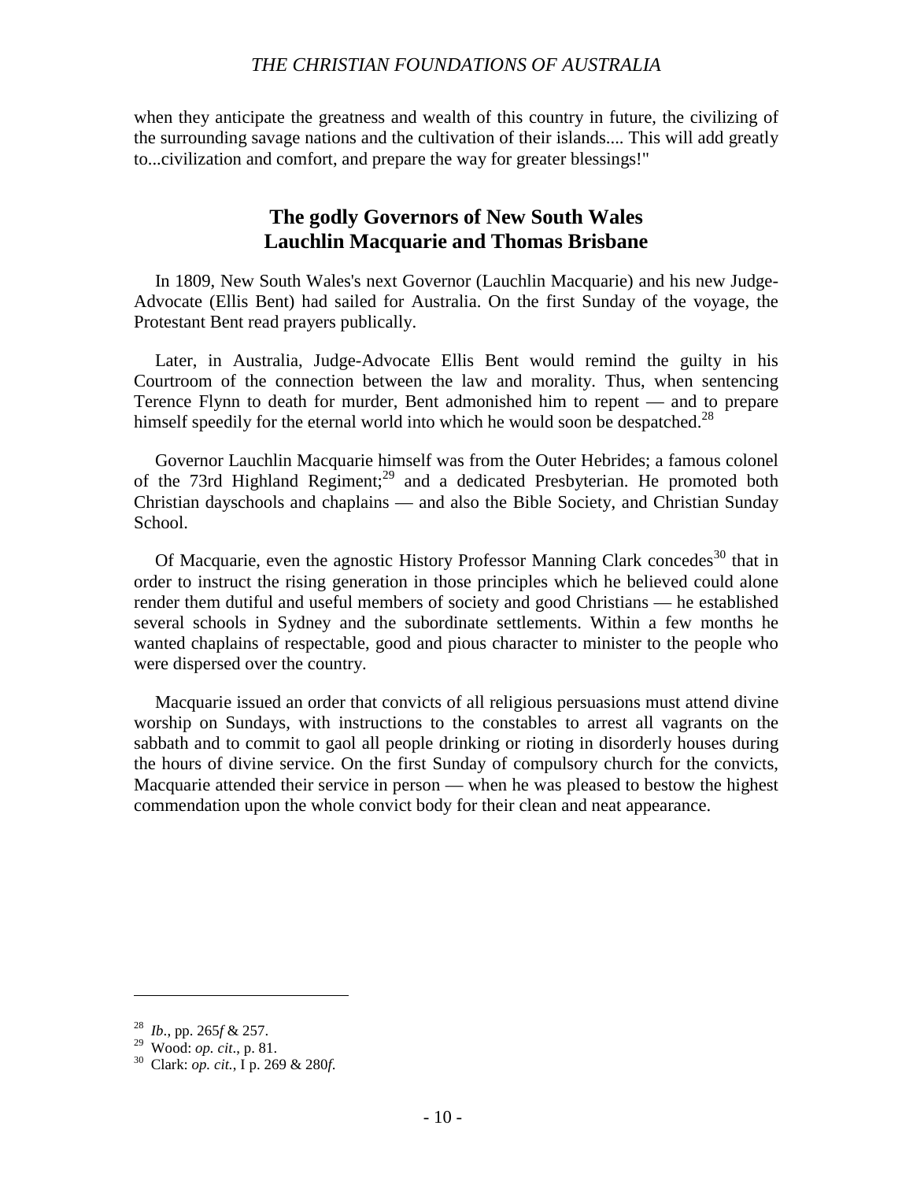when they anticipate the greatness and wealth of this country in future, the civilizing of the surrounding savage nations and the cultivation of their islands.... This will add greatly to...civilization and comfort, and prepare the way for greater blessings!"

## The godly Governors of New South Wales Lauchlin Macquarie and Thomas Brisbane

In 1809, New South Wales's next Governor (Lauchlin Macquarie) and his new Judge-Advocate (Ellis Bent) had sailed for Australia. On the first Sunday of the voyage, the Protestant Bent read prayers publically.

Later, in Australia, Judge-Advocate Ellis Bent would remind the guilty in his Courtroom of the connection between the law and morality. Thus, when sentencing Terence Flynn to death for murder, Bent admonished him to repent — and to prepare himself speedily for the eternal world into which he would soon be despatched.[28]

Governor Lauchlin Macquarie himself was from the Outer Hebrides; a famous colonel of the 73rd Highland Regiment;[29] and a dedicated Presbyterian. He promoted both Christian dayschools and chaplains — and also the Bible Society, and Christian Sunday School.

Of Macquarie, even the agnostic History Professor Manning Clark concedes[30] that in order to instruct the rising generation in those principles which he believed could alone render them dutiful and useful members of society and good Christians — he established several schools in Sydney and the subordinate settlements. Within a few months he wanted chaplains of respectable, good and pious character to minister to the people who were dispersed over the country.

Macquarie issued an order that convicts of all religious persuasions must attend divine worship on Sundays, with instructions to the constables to arrest all vagrants on the sabbath and to commit to gaol all people drinking or rioting in disorderly houses during the hours of divine service. On the first Sunday of compulsory church for the convicts, Macquarie attended their service in person — when he was pleased to bestow the highest commendation upon the whole convict body for their clean and neat appearance.

---

[28] *Ib*., pp. 265*f* & 257.

[29] Wood: *op. cit*., p. 81.

[30] Clark: *op. cit.*, I p. 269 & 280*f*.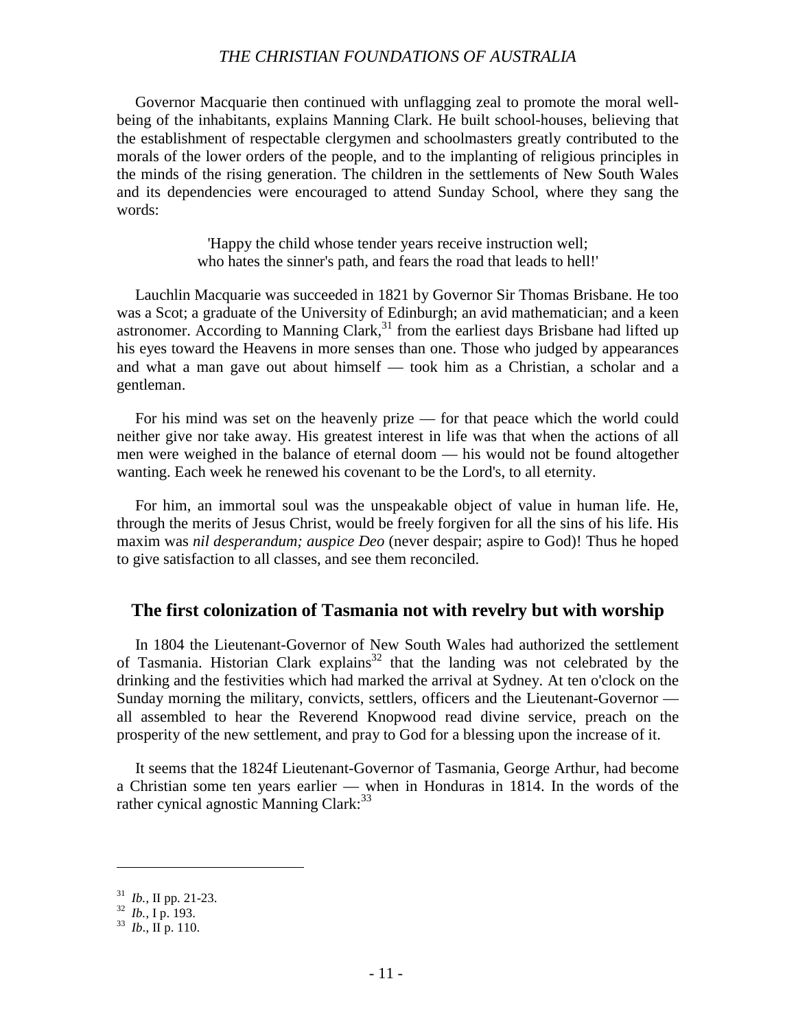Governor Macquarie then continued with unflagging zeal to promote the moral well-being of the inhabitants, explains Manning Clark. He built school-houses, believing that the establishment of respectable clergymen and schoolmasters greatly contributed to the morals of the lower orders of the people, and to the implanting of religious principles in the minds of the rising generation. The children in the settlements of New South Wales and its dependencies were encouraged to attend Sunday School, where they sang the words:

> 'Happy the child whose tender years receive instruction well;
> who hates the sinner's path, and fears the road that leads to hell!'

Lauchlin Macquarie was succeeded in 1821 by Governor Sir Thomas Brisbane. He too was a Scot; a graduate of the University of Edinburgh; an avid mathematician; and a keen astronomer. According to Manning Clark,[31] from the earliest days Brisbane had lifted up his eyes toward the Heavens in more senses than one. Those who judged by appearances and what a man gave out about himself — took him as a Christian, a scholar and a gentleman.

For his mind was set on the heavenly prize — for that peace which the world could neither give nor take away. His greatest interest in life was that when the actions of all men were weighed in the balance of eternal doom — his would not be found altogether wanting. Each week he renewed his covenant to be the Lord's, to all eternity.

For him, an immortal soul was the unspeakable object of value in human life. He, through the merits of Jesus Christ, would be freely forgiven for all the sins of his life. His maxim was *nil desperandum; auspice Deo* (never despair; aspire to God)! Thus he hoped to give satisfaction to all classes, and see them reconciled.

## The first colonization of Tasmania not with revelry but with worship

In 1804 the Lieutenant-Governor of New South Wales had authorized the settlement of Tasmania. Historian Clark explains[32] that the landing was not celebrated by the drinking and the festivities which had marked the arrival at Sydney. At ten o'clock on the Sunday morning the military, convicts, settlers, officers and the Lieutenant-Governor — all assembled to hear the Reverend Knopwood read divine service, preach on the prosperity of the new settlement, and pray to God for a blessing upon the increase of it.

It seems that the 1824f Lieutenant-Governor of Tasmania, George Arthur, had become a Christian some ten years earlier — when in Honduras in 1814. In the words of the rather cynical agnostic Manning Clark:[33]

---

[31] *Ib.*, II pp. 21-23.
[32] *Ib.*, I p. 193.
[33] *Ib.*, II p. 110.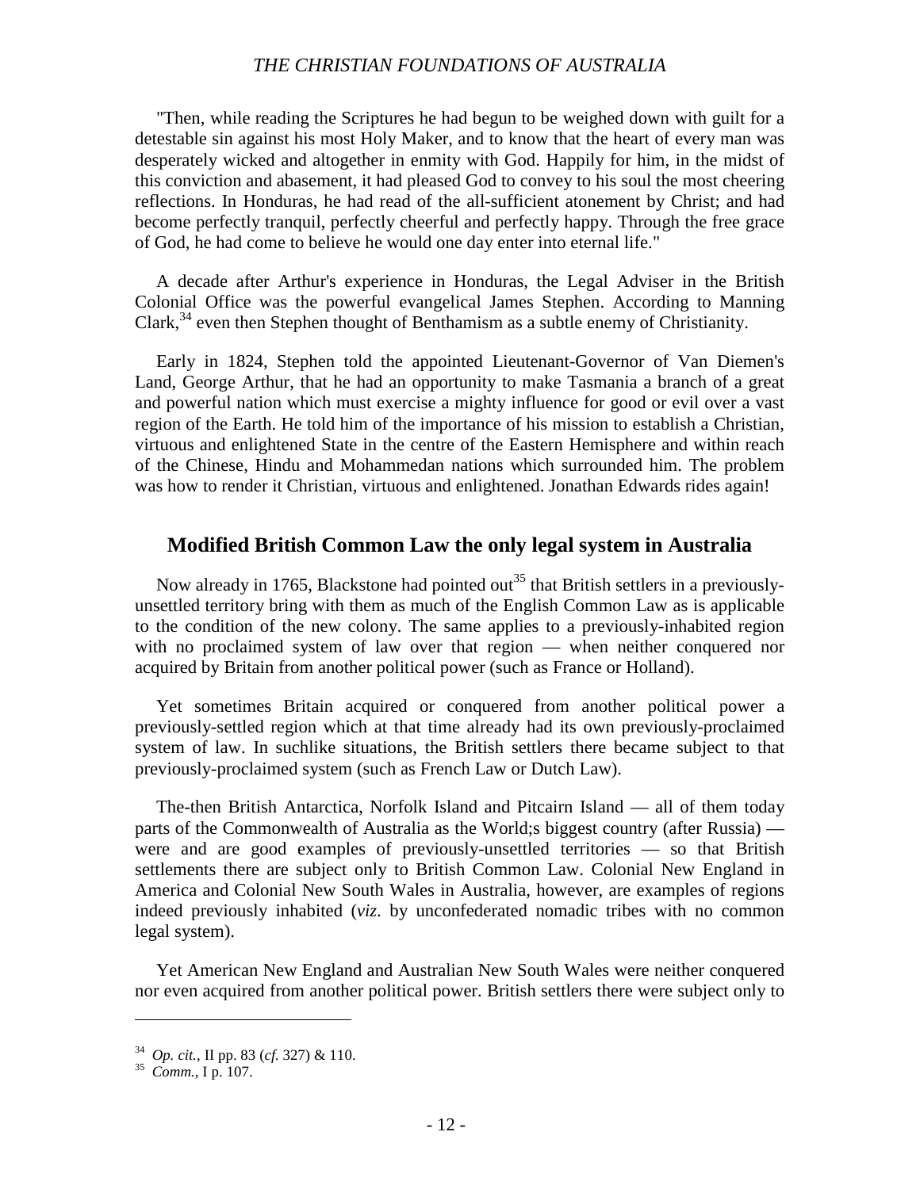"Then, while reading the Scriptures he had begun to be weighed down with guilt for a detestable sin against his most Holy Maker, and to know that the heart of every man was desperately wicked and altogether in enmity with God. Happily for him, in the midst of this conviction and abasement, it had pleased God to convey to his soul the most cheering reflections. In Honduras, he had read of the all-sufficient atonement by Christ; and had become perfectly tranquil, perfectly cheerful and perfectly happy. Through the free grace of God, he had come to believe he would one day enter into eternal life."

A decade after Arthur's experience in Honduras, the Legal Adviser in the British Colonial Office was the powerful evangelical James Stephen. According to Manning Clark,[34] even then Stephen thought of Benthamism as a subtle enemy of Christianity.

Early in 1824, Stephen told the appointed Lieutenant-Governor of Van Diemen's Land, George Arthur, that he had an opportunity to make Tasmania a branch of a great and powerful nation which must exercise a mighty influence for good or evil over a vast region of the Earth. He told him of the importance of his mission to establish a Christian, virtuous and enlightened State in the centre of the Eastern Hemisphere and within reach of the Chinese, Hindu and Mohammedan nations which surrounded him. The problem was how to render it Christian, virtuous and enlightened. Jonathan Edwards rides again!

## Modified British Common Law the only legal system in Australia

Now already in 1765, Blackstone had pointed out[35] that British settlers in a previously-unsettled territory bring with them as much of the English Common Law as is applicable to the condition of the new colony. The same applies to a previously-inhabited region with no proclaimed system of law over that region — when neither conquered nor acquired by Britain from another political power (such as France or Holland).

Yet sometimes Britain acquired or conquered from another political power a previously-settled region which at that time already had its own previously-proclaimed system of law. In suchlike situations, the British settlers there became subject to that previously-proclaimed system (such as French Law or Dutch Law).

The-then British Antarctica, Norfolk Island and Pitcairn Island — all of them today parts of the Commonwealth of Australia as the World;s biggest country (after Russia) — were and are good examples of previously-unsettled territories — so that British settlements there are subject only to British Common Law. Colonial New England in America and Colonial New South Wales in Australia, however, are examples of regions indeed previously inhabited (*viz*. by unconfederated nomadic tribes with no common legal system).

Yet American New England and Australian New South Wales were neither conquered nor even acquired from another political power. British settlers there were subject only to

---

[34] *Op. cit.*, II pp. 83 (*cf.* 327) & 110.

[35] *Comm.*, I p. 107.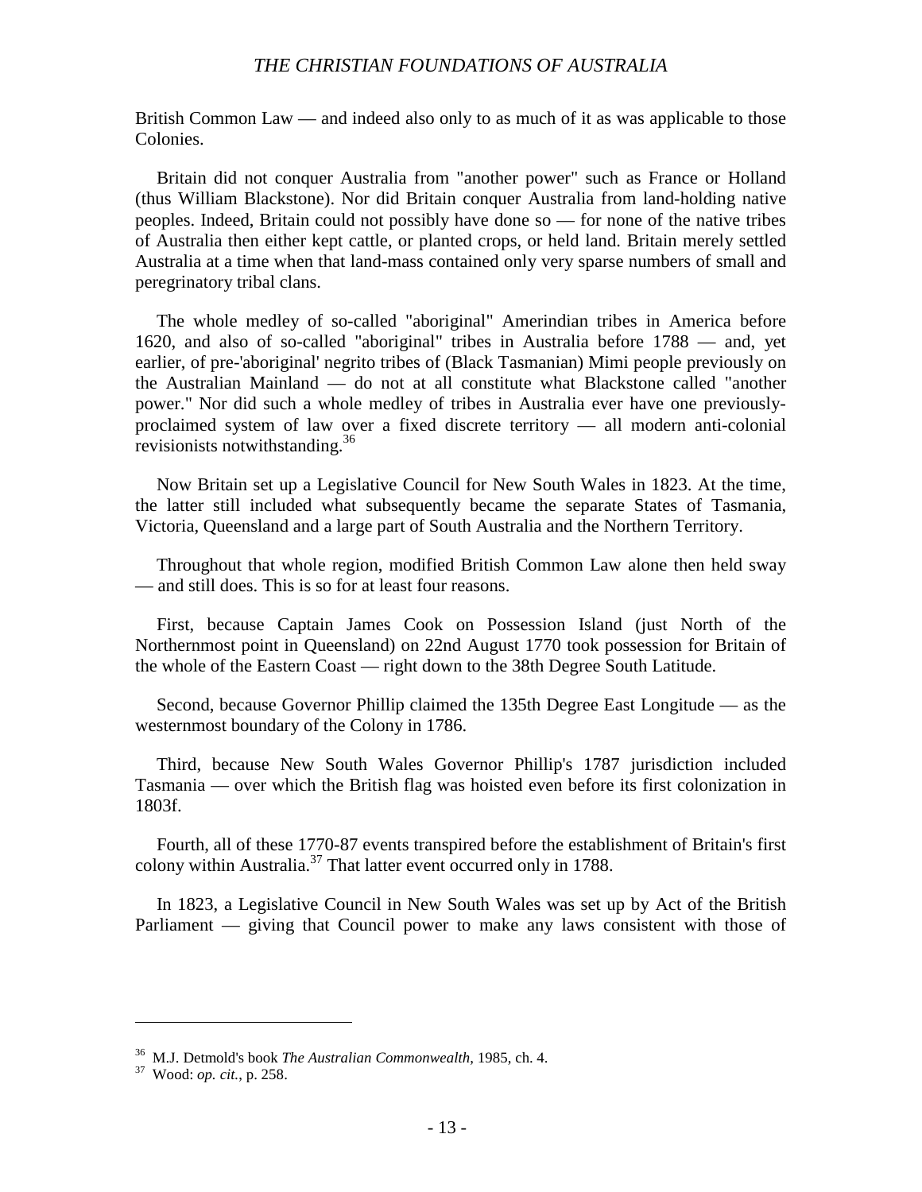British Common Law — and indeed also only to as much of it as was applicable to those Colonies.

Britain did not conquer Australia from "another power" such as France or Holland (thus William Blackstone). Nor did Britain conquer Australia from land-holding native peoples. Indeed, Britain could not possibly have done so — for none of the native tribes of Australia then either kept cattle, or planted crops, or held land. Britain merely settled Australia at a time when that land-mass contained only very sparse numbers of small and peregrinatory tribal clans.

The whole medley of so-called "aboriginal" Amerindian tribes in America before 1620, and also of so-called "aboriginal" tribes in Australia before 1788 — and, yet earlier, of pre-'aboriginal' negrito tribes of (Black Tasmanian) Mimi people previously on the Australian Mainland — do not at all constitute what Blackstone called "another power." Nor did such a whole medley of tribes in Australia ever have one previously-proclaimed system of law over a fixed discrete territory — all modern anti-colonial revisionists notwithstanding.[36]

Now Britain set up a Legislative Council for New South Wales in 1823. At the time, the latter still included what subsequently became the separate States of Tasmania, Victoria, Queensland and a large part of South Australia and the Northern Territory.

Throughout that whole region, modified British Common Law alone then held sway — and still does. This is so for at least four reasons.

First, because Captain James Cook on Possession Island (just North of the Northernmost point in Queensland) on 22nd August 1770 took possession for Britain of the whole of the Eastern Coast — right down to the 38th Degree South Latitude.

Second, because Governor Phillip claimed the 135th Degree East Longitude — as the westernmost boundary of the Colony in 1786.

Third, because New South Wales Governor Phillip's 1787 jurisdiction included Tasmania — over which the British flag was hoisted even before its first colonization in 1803f.

Fourth, all of these 1770-87 events transpired before the establishment of Britain's first colony within Australia.[37] That latter event occurred only in 1788.

In 1823, a Legislative Council in New South Wales was set up by Act of the British Parliament — giving that Council power to make any laws consistent with those of

---

[36] M.J. Detmold's book *The Australian Commonwealth*, 1985, ch. 4.

[37] Wood: *op. cit.*, p. 258.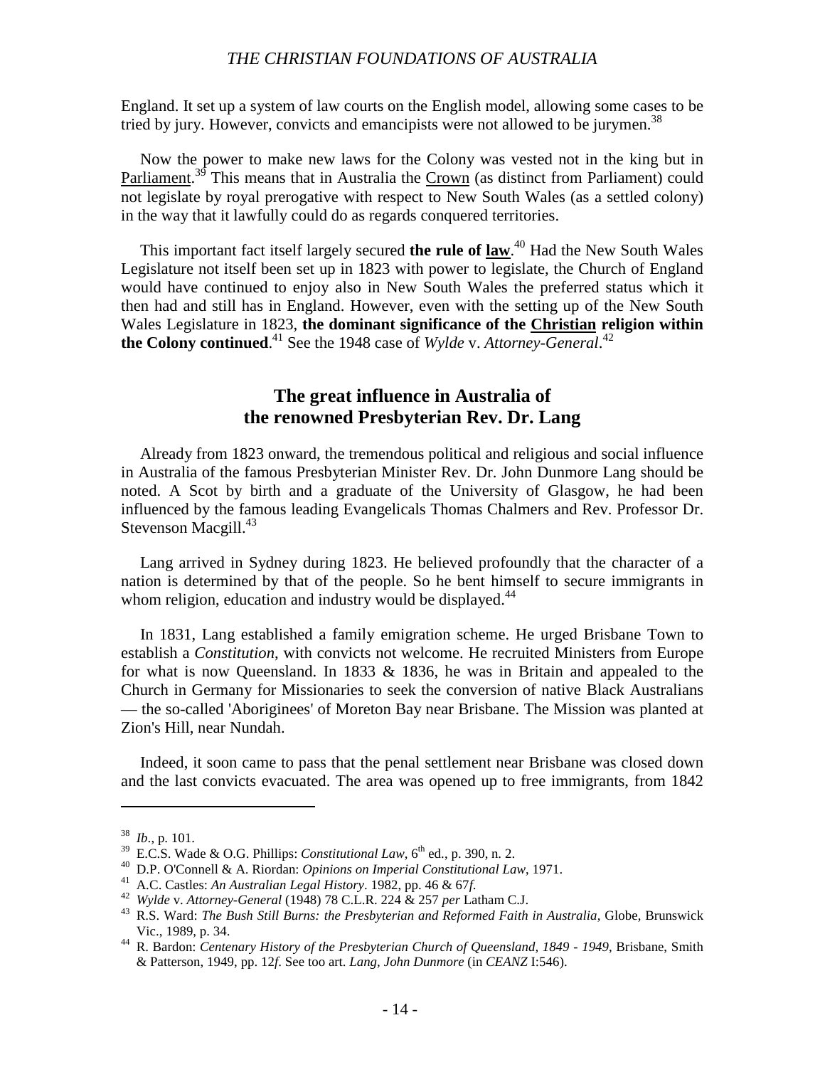England. It set up a system of law courts on the English model, allowing some cases to be tried by jury. However, convicts and emancipists were not allowed to be jurymen.[38]

Now the power to make new laws for the Colony was vested not in the king but in Parliament.[39] This means that in Australia the Crown (as distinct from Parliament) could not legislate by royal prerogative with respect to New South Wales (as a settled colony) in the way that it lawfully could do as regards conquered territories.

This important fact itself largely secured **the rule of law**.[40] Had the New South Wales Legislature not itself been set up in 1823 with power to legislate, the Church of England would have continued to enjoy also in New South Wales the preferred status which it then had and still has in England. However, even with the setting up of the New South Wales Legislature in 1823, **the dominant significance of the Christian religion within the Colony continued**.[41] See the 1948 case of *Wylde* v. *Attorney-General*.[42]

## The great influence in Australia of the renowned Presbyterian Rev. Dr. Lang

Already from 1823 onward, the tremendous political and religious and social influence in Australia of the famous Presbyterian Minister Rev. Dr. John Dunmore Lang should be noted. A Scot by birth and a graduate of the University of Glasgow, he had been influenced by the famous leading Evangelicals Thomas Chalmers and Rev. Professor Dr. Stevenson Macgill.[43]

Lang arrived in Sydney during 1823. He believed profoundly that the character of a nation is determined by that of the people. So he bent himself to secure immigrants in whom religion, education and industry would be displayed.[44]

In 1831, Lang established a family emigration scheme. He urged Brisbane Town to establish a *Constitution*, with convicts not welcome. He recruited Ministers from Europe for what is now Queensland. In 1833 & 1836, he was in Britain and appealed to the Church in Germany for Missionaries to seek the conversion of native Black Australians — the so-called 'Aboriginees' of Moreton Bay near Brisbane. The Mission was planted at Zion's Hill, near Nundah.

Indeed, it soon came to pass that the penal settlement near Brisbane was closed down and the last convicts evacuated. The area was opened up to free immigrants, from 1842

---

[38] *Ib*., p. 101.

[39] E.C.S. Wade & O.G. Phillips: *Constitutional Law*, 6th ed., p. 390, n. 2.

[40] D.P. O'Connell & A. Riordan: *Opinions on Imperial Constitutional Law*, 1971.

[41] A.C. Castles: *An Australian Legal History*. 1982, pp. 46 & 67*f*.

[42] *Wylde* v. *Attorney-General* (1948) 78 C.L.R. 224 & 257 *per* Latham C.J.

[43] R.S. Ward: *The Bush Still Burns: the Presbyterian and Reformed Faith in Australia*, Globe, Brunswick Vic., 1989, p. 34.

[44] R. Bardon: *Centenary History of the Presbyterian Church of Queensland, 1849 - 1949*, Brisbane, Smith & Patterson, 1949, pp. 12*f*. See too art. *Lang, John Dunmore* (in *CEANZ* I:546).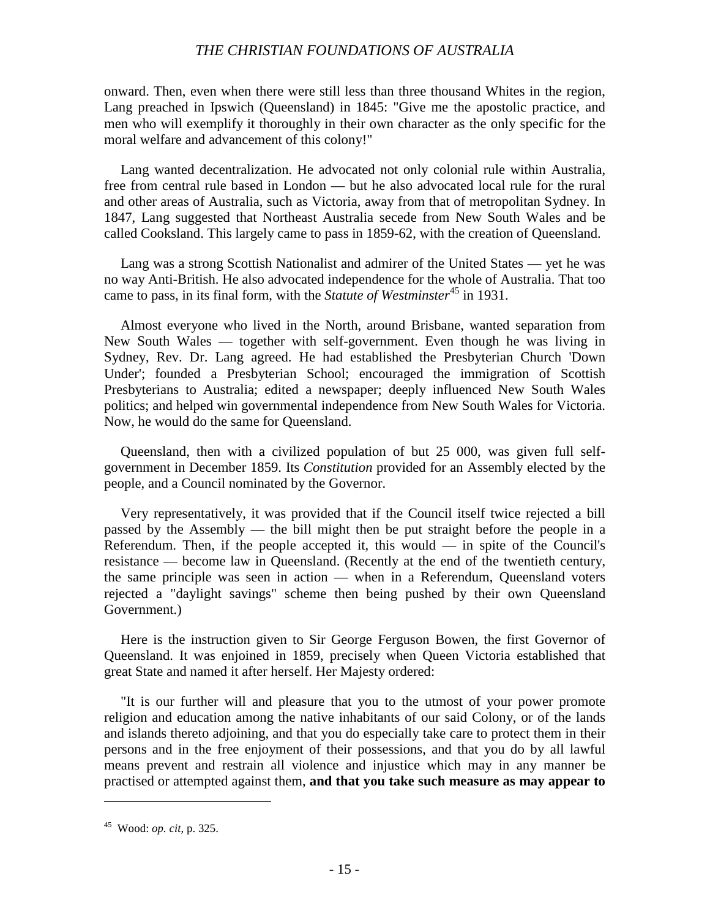onward. Then, even when there were still less than three thousand Whites in the region, Lang preached in Ipswich (Queensland) in 1845: "Give me the apostolic practice, and men who will exemplify it thoroughly in their own character as the only specific for the moral welfare and advancement of this colony!"

Lang wanted decentralization. He advocated not only colonial rule within Australia, free from central rule based in London — but he also advocated local rule for the rural and other areas of Australia, such as Victoria, away from that of metropolitan Sydney. In 1847, Lang suggested that Northeast Australia secede from New South Wales and be called Cooksland. This largely came to pass in 1859-62, with the creation of Queensland.

Lang was a strong Scottish Nationalist and admirer of the United States — yet he was no way Anti-British. He also advocated independence for the whole of Australia. That too came to pass, in its final form, with the *Statute of Westminster*[45] in 1931.

Almost everyone who lived in the North, around Brisbane, wanted separation from New South Wales — together with self-government. Even though he was living in Sydney, Rev. Dr. Lang agreed. He had established the Presbyterian Church 'Down Under'; founded a Presbyterian School; encouraged the immigration of Scottish Presbyterians to Australia; edited a newspaper; deeply influenced New South Wales politics; and helped win governmental independence from New South Wales for Victoria. Now, he would do the same for Queensland.

Queensland, then with a civilized population of but 25 000, was given full self-government in December 1859. Its *Constitution* provided for an Assembly elected by the people, and a Council nominated by the Governor.

Very representatively, it was provided that if the Council itself twice rejected a bill passed by the Assembly — the bill might then be put straight before the people in a Referendum. Then, if the people accepted it, this would — in spite of the Council's resistance — become law in Queensland. (Recently at the end of the twentieth century, the same principle was seen in action — when in a Referendum, Queensland voters rejected a "daylight savings" scheme then being pushed by their own Queensland Government.)

Here is the instruction given to Sir George Ferguson Bowen, the first Governor of Queensland. It was enjoined in 1859, precisely when Queen Victoria established that great State and named it after herself. Her Majesty ordered:

"It is our further will and pleasure that you to the utmost of your power promote religion and education among the native inhabitants of our said Colony, or of the lands and islands thereto adjoining, and that you do especially take care to protect them in their persons and in the free enjoyment of their possessions, and that you do by all lawful means prevent and restrain all violence and injustice which may in any manner be practised or attempted against them, **and that you take such measure as may appear to**

---

[45] Wood: *op. cit*, p. 325.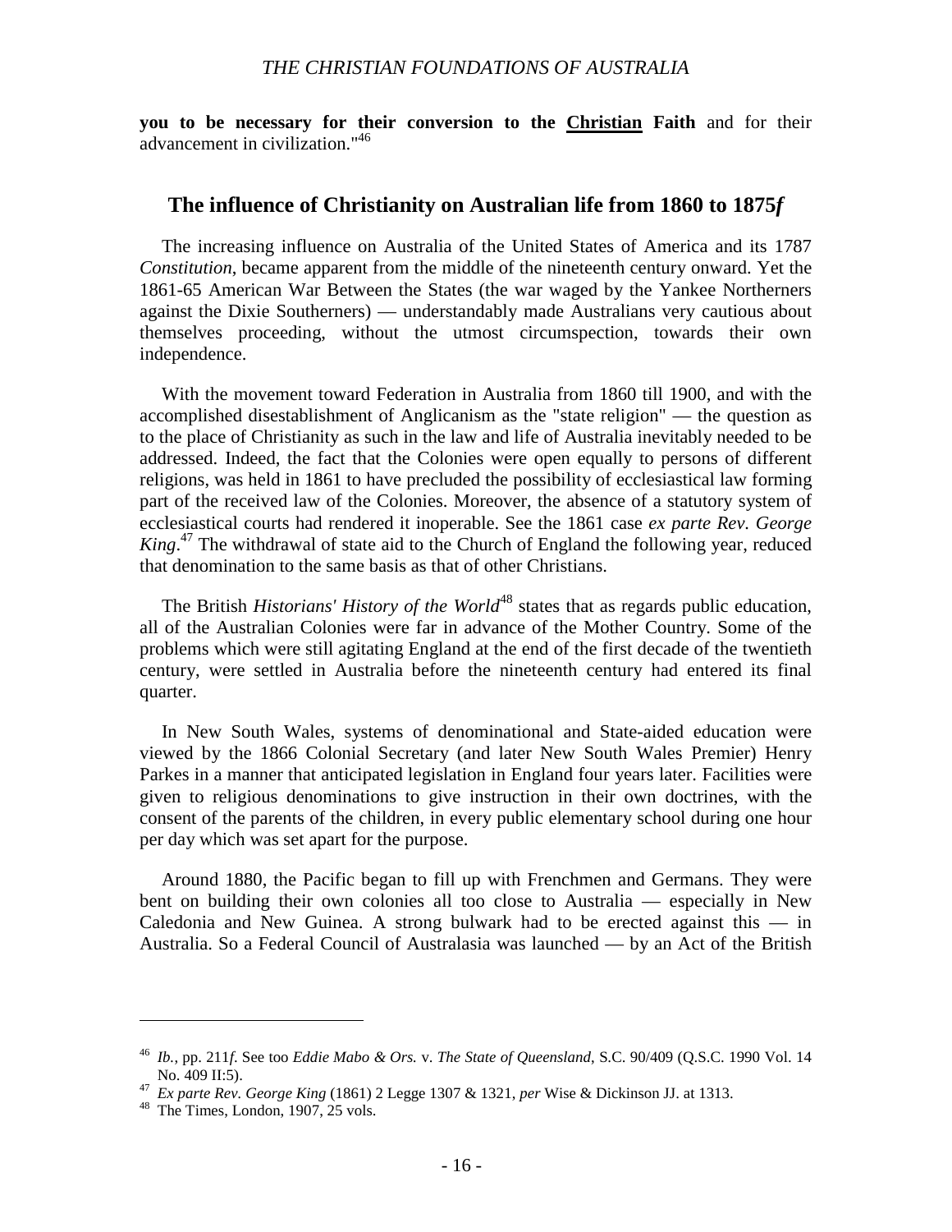**you to be necessary for their conversion to the <u>Christian</u> Faith** and for their advancement in civilization."[46]

## The influence of Christianity on Australian life from 1860 to 1875*f*

The increasing influence on Australia of the United States of America and its 1787 *Constitution*, became apparent from the middle of the nineteenth century onward. Yet the 1861-65 American War Between the States (the war waged by the Yankee Northerners against the Dixie Southerners) — understandably made Australians very cautious about themselves proceeding, without the utmost circumspection, towards their own independence.

With the movement toward Federation in Australia from 1860 till 1900, and with the accomplished disestablishment of Anglicanism as the "state religion" — the question as to the place of Christianity as such in the law and life of Australia inevitably needed to be addressed. Indeed, the fact that the Colonies were open equally to persons of different religions, was held in 1861 to have precluded the possibility of ecclesiastical law forming part of the received law of the Colonies. Moreover, the absence of a statutory system of ecclesiastical courts had rendered it inoperable. See the 1861 case *ex parte Rev. George King*.[47] The withdrawal of state aid to the Church of England the following year, reduced that denomination to the same basis as that of other Christians.

The British *Historians' History of the World*[48] states that as regards public education, all of the Australian Colonies were far in advance of the Mother Country. Some of the problems which were still agitating England at the end of the first decade of the twentieth century, were settled in Australia before the nineteenth century had entered its final quarter.

In New South Wales, systems of denominational and State-aided education were viewed by the 1866 Colonial Secretary (and later New South Wales Premier) Henry Parkes in a manner that anticipated legislation in England four years later. Facilities were given to religious denominations to give instruction in their own doctrines, with the consent of the parents of the children, in every public elementary school during one hour per day which was set apart for the purpose.

Around 1880, the Pacific began to fill up with Frenchmen and Germans. They were bent on building their own colonies all too close to Australia — especially in New Caledonia and New Guinea. A strong bulwark had to be erected against this — in Australia. So a Federal Council of Australasia was launched — by an Act of the British

---

[46] *Ib.*, pp. 211*f*. See too *Eddie Mabo & Ors.* v. *The State of Queensland*, S.C. 90/409 (Q.S.C. 1990 Vol. 14 No. 409 II:5).

[47] *Ex parte Rev. George King* (1861) 2 Legge 1307 & 1321, *per* Wise & Dickinson JJ. at 1313.

[48] The Times, London, 1907, 25 vols.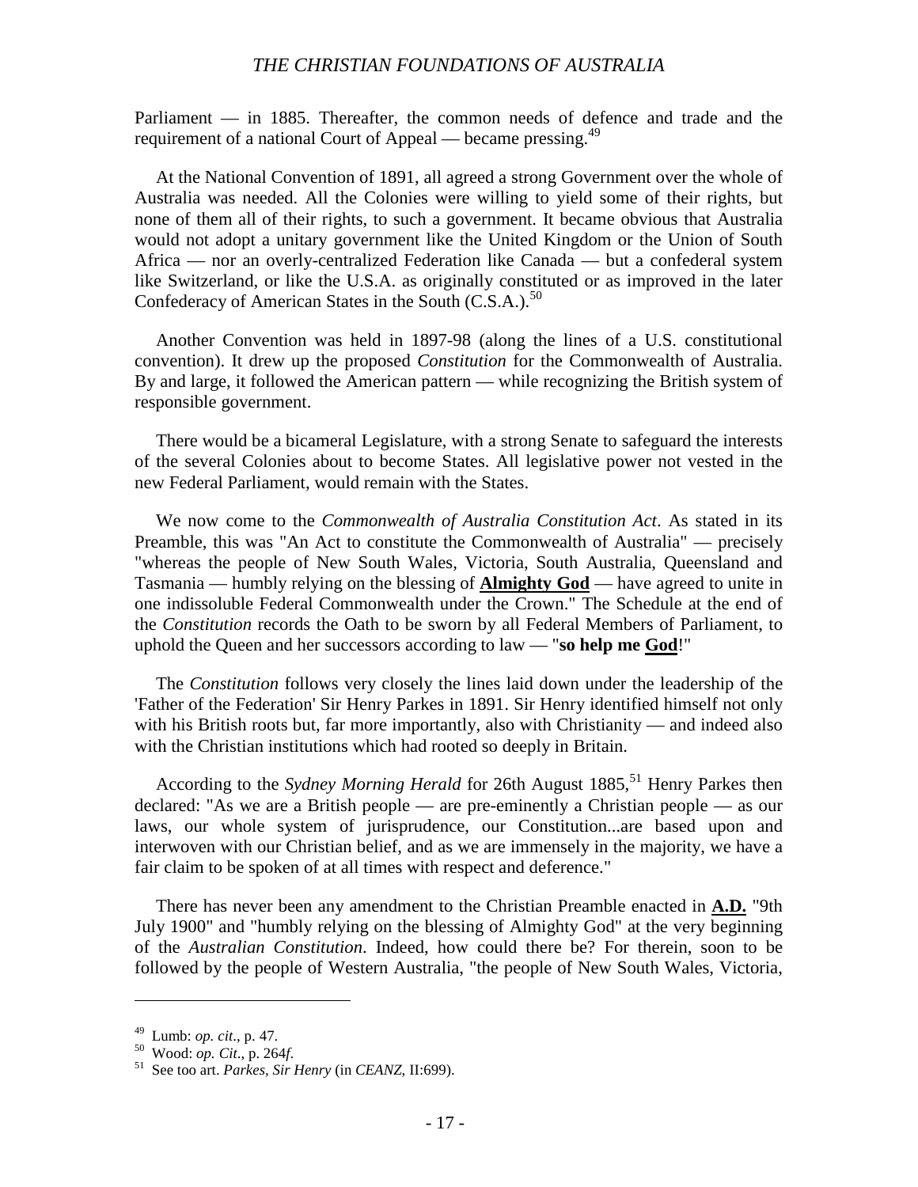Parliament — in 1885. Thereafter, the common needs of defence and trade and the requirement of a national Court of Appeal — became pressing.[49]

At the National Convention of 1891, all agreed a strong Government over the whole of Australia was needed. All the Colonies were willing to yield some of their rights, but none of them all of their rights, to such a government. It became obvious that Australia would not adopt a unitary government like the United Kingdom or the Union of South Africa — nor an overly-centralized Federation like Canada — but a confederal system like Switzerland, or like the U.S.A. as originally constituted or as improved in the later Confederacy of American States in the South (C.S.A.).[50]

Another Convention was held in 1897-98 (along the lines of a U.S. constitutional convention). It drew up the proposed *Constitution* for the Commonwealth of Australia. By and large, it followed the American pattern — while recognizing the British system of responsible government.

There would be a bicameral Legislature, with a strong Senate to safeguard the interests of the several Colonies about to become States. All legislative power not vested in the new Federal Parliament, would remain with the States.

We now come to the *Commonwealth of Australia Constitution Act*. As stated in its Preamble, this was "An Act to constitute the Commonwealth of Australia" — precisely "whereas the people of New South Wales, Victoria, South Australia, Queensland and Tasmania — humbly relying on the blessing of **<u>Almighty God</u>** — have agreed to unite in one indissoluble Federal Commonwealth under the Crown." The Schedule at the end of the *Constitution* records the Oath to be sworn by all Federal Members of Parliament, to uphold the Queen and her successors according to law — "**so help me <u>God</u>**!"

The *Constitution* follows very closely the lines laid down under the leadership of the 'Father of the Federation' Sir Henry Parkes in 1891. Sir Henry identified himself not only with his British roots but, far more importantly, also with Christianity — and indeed also with the Christian institutions which had rooted so deeply in Britain.

According to the *Sydney Morning Herald* for 26th August 1885,[51] Henry Parkes then declared: "As we are a British people — are pre-eminently a Christian people — as our laws, our whole system of jurisprudence, our Constitution...are based upon and interwoven with our Christian belief, and as we are immensely in the majority, we have a fair claim to be spoken of at all times with respect and deference."

There has never been any amendment to the Christian Preamble enacted in **<u>A.D.</u>** "9th July 1900" and "humbly relying on the blessing of Almighty God" at the very beginning of the *Australian Constitution*. Indeed, how could there be? For therein, soon to be followed by the people of Western Australia, "the people of New South Wales, Victoria,

---

[49] Lumb: *op. cit*., p. 47.

[50] Wood: *op. Cit*., p. 264*f*.

[51] See too art. *Parkes, Sir Henry* (in *CEANZ*, II:699).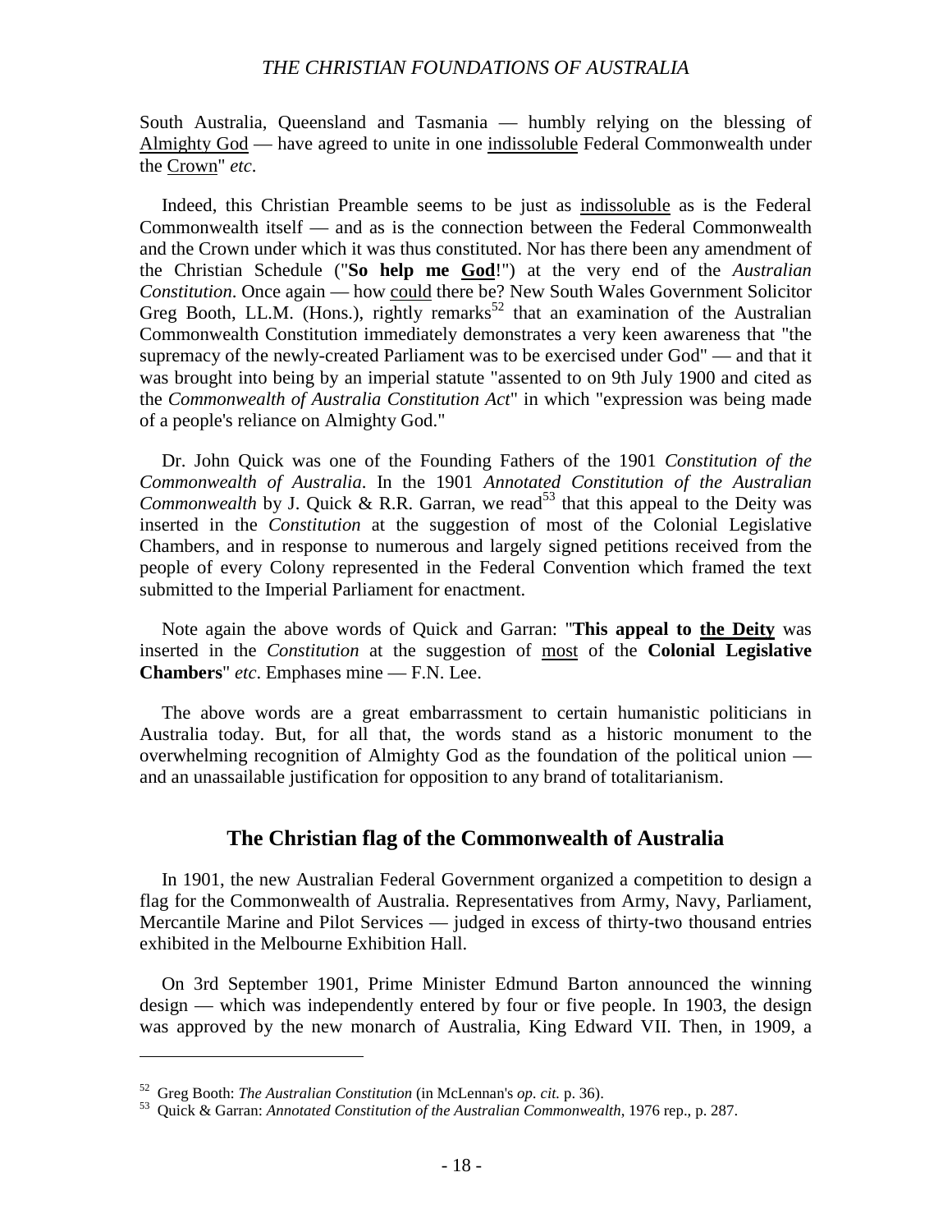South Australia, Queensland and Tasmania — humbly relying on the blessing of Almighty God — have agreed to unite in one indissoluble Federal Commonwealth under the Crown" *etc*.

Indeed, this Christian Preamble seems to be just as indissoluble as is the Federal Commonwealth itself — and as is the connection between the Federal Commonwealth and the Crown under which it was thus constituted. Nor has there been any amendment of the Christian Schedule ("**So help me God**!") at the very end of the *Australian Constitution*. Once again — how could there be? New South Wales Government Solicitor Greg Booth, LL.M. (Hons.), rightly remarks[52] that an examination of the Australian Commonwealth Constitution immediately demonstrates a very keen awareness that "the supremacy of the newly-created Parliament was to be exercised under God" — and that it was brought into being by an imperial statute "assented to on 9th July 1900 and cited as the *Commonwealth of Australia Constitution Act*" in which "expression was being made of a people's reliance on Almighty God."

Dr. John Quick was one of the Founding Fathers of the 1901 *Constitution of the Commonwealth of Australia*. In the 1901 *Annotated Constitution of the Australian Commonwealth* by J. Quick & R.R. Garran, we read[53] that this appeal to the Deity was inserted in the *Constitution* at the suggestion of most of the Colonial Legislative Chambers, and in response to numerous and largely signed petitions received from the people of every Colony represented in the Federal Convention which framed the text submitted to the Imperial Parliament for enactment.

Note again the above words of Quick and Garran: "**This appeal to the Deity** was inserted in the *Constitution* at the suggestion of most of the **Colonial Legislative Chambers**" *etc*. Emphases mine — F.N. Lee.

The above words are a great embarrassment to certain humanistic politicians in Australia today. But, for all that, the words stand as a historic monument to the overwhelming recognition of Almighty God as the foundation of the political union — and an unassailable justification for opposition to any brand of totalitarianism.

## The Christian flag of the Commonwealth of Australia

In 1901, the new Australian Federal Government organized a competition to design a flag for the Commonwealth of Australia. Representatives from Army, Navy, Parliament, Mercantile Marine and Pilot Services — judged in excess of thirty-two thousand entries exhibited in the Melbourne Exhibition Hall.

On 3rd September 1901, Prime Minister Edmund Barton announced the winning design — which was independently entered by four or five people. In 1903, the design was approved by the new monarch of Australia, King Edward VII. Then, in 1909, a

---

52 Greg Booth: *The Australian Constitution* (in McLennan's *op. cit.* p. 36).

53 Quick & Garran: *Annotated Constitution of the Australian Commonwealth*, 1976 rep., p. 287.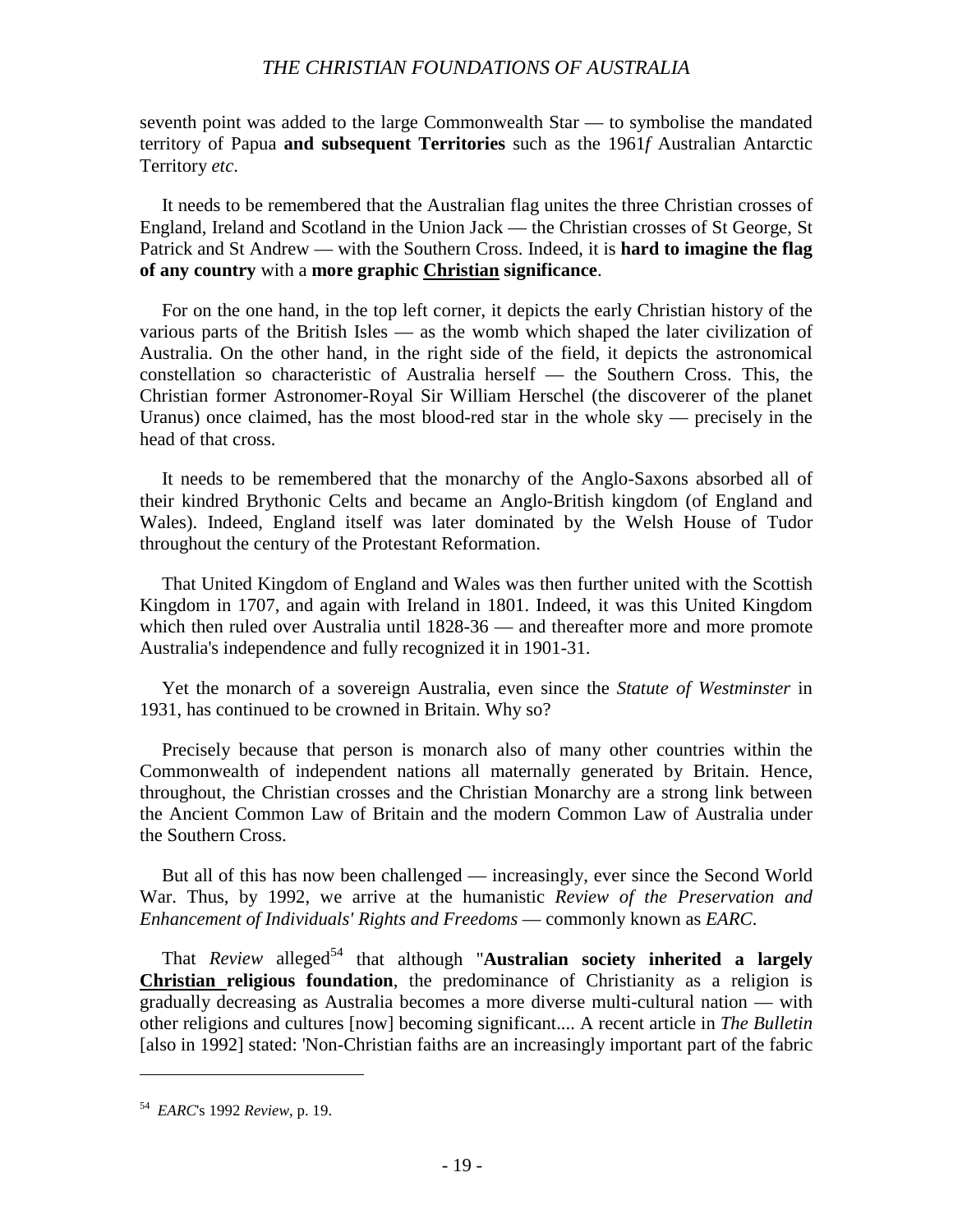seventh point was added to the large Commonwealth Star — to symbolise the mandated territory of Papua **and subsequent Territories** such as the 1961*f* Australian Antarctic Territory *etc*.

It needs to be remembered that the Australian flag unites the three Christian crosses of England, Ireland and Scotland in the Union Jack — the Christian crosses of St George, St Patrick and St Andrew — with the Southern Cross. Indeed, it is **hard to imagine the flag of any country** with a **more graphic <u>Christian</u> significance**.

For on the one hand, in the top left corner, it depicts the early Christian history of the various parts of the British Isles — as the womb which shaped the later civilization of Australia. On the other hand, in the right side of the field, it depicts the astronomical constellation so characteristic of Australia herself — the Southern Cross. This, the Christian former Astronomer-Royal Sir William Herschel (the discoverer of the planet Uranus) once claimed, has the most blood-red star in the whole sky — precisely in the head of that cross.

It needs to be remembered that the monarchy of the Anglo-Saxons absorbed all of their kindred Brythonic Celts and became an Anglo-British kingdom (of England and Wales). Indeed, England itself was later dominated by the Welsh House of Tudor throughout the century of the Protestant Reformation.

That United Kingdom of England and Wales was then further united with the Scottish Kingdom in 1707, and again with Ireland in 1801. Indeed, it was this United Kingdom which then ruled over Australia until 1828-36 — and thereafter more and more promote Australia's independence and fully recognized it in 1901-31.

Yet the monarch of a sovereign Australia, even since the *Statute of Westminster* in 1931, has continued to be crowned in Britain. Why so?

Precisely because that person is monarch also of many other countries within the Commonwealth of independent nations all maternally generated by Britain. Hence, throughout, the Christian crosses and the Christian Monarchy are a strong link between the Ancient Common Law of Britain and the modern Common Law of Australia under the Southern Cross.

But all of this has now been challenged — increasingly, ever since the Second World War. Thus, by 1992, we arrive at the humanistic *Review of the Preservation and Enhancement of Individuals' Rights and Freedoms* — commonly known as *EARC*.

That *Review* alleged[54] that although "**Australian society inherited a largely <u>Christian</u> religious foundation**, the predominance of Christianity as a religion is gradually decreasing as Australia becomes a more diverse multi-cultural nation — with other religions and cultures [now] becoming significant.... A recent article in *The Bulletin* [also in 1992] stated: 'Non-Christian faiths are an increasingly important part of the fabric

---

[54] *EARC*'s 1992 *Review*, p. 19.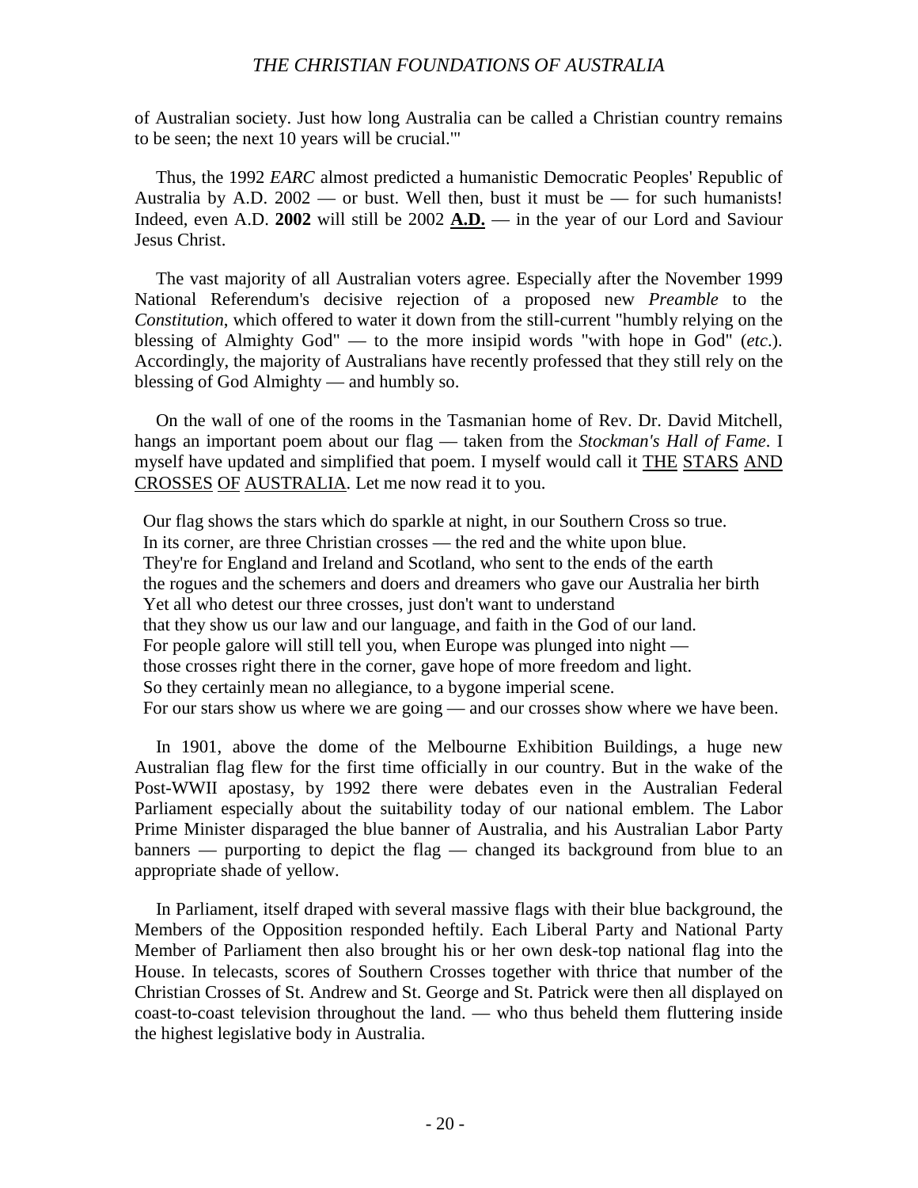of Australian society. Just how long Australia can be called a Christian country remains to be seen; the next 10 years will be crucial.'"

Thus, the 1992 *EARC* almost predicted a humanistic Democratic Peoples' Republic of Australia by A.D. 2002 — or bust. Well then, bust it must be — for such humanists! Indeed, even A.D. **2002** will still be 2002 **A.D.** — in the year of our Lord and Saviour Jesus Christ.

The vast majority of all Australian voters agree. Especially after the November 1999 National Referendum's decisive rejection of a proposed new *Preamble* to the *Constitution*, which offered to water it down from the still-current "humbly relying on the blessing of Almighty God" — to the more insipid words "with hope in God" (*etc.*). Accordingly, the majority of Australians have recently professed that they still rely on the blessing of God Almighty — and humbly so.

On the wall of one of the rooms in the Tasmanian home of Rev. Dr. David Mitchell, hangs an important poem about our flag — taken from the *Stockman's Hall of Fame*. I myself have updated and simplified that poem. I myself would call it THE STARS AND CROSSES OF AUSTRALIA. Let me now read it to you.

Our flag shows the stars which do sparkle at night, in our Southern Cross so true.
In its corner, are three Christian crosses — the red and the white upon blue.
They're for England and Ireland and Scotland, who sent to the ends of the earth
the rogues and the schemers and doers and dreamers who gave our Australia her birth
Yet all who detest our three crosses, just don't want to understand
that they show us our law and our language, and faith in the God of our land.
For people galore will still tell you, when Europe was plunged into night —
those crosses right there in the corner, gave hope of more freedom and light.
So they certainly mean no allegiance, to a bygone imperial scene.
For our stars show us where we are going — and our crosses show where we have been.

In 1901, above the dome of the Melbourne Exhibition Buildings, a huge new Australian flag flew for the first time officially in our country. But in the wake of the Post-WWII apostasy, by 1992 there were debates even in the Australian Federal Parliament especially about the suitability today of our national emblem. The Labor Prime Minister disparaged the blue banner of Australia, and his Australian Labor Party banners — purporting to depict the flag — changed its background from blue to an appropriate shade of yellow.

In Parliament, itself draped with several massive flags with their blue background, the Members of the Opposition responded heftily. Each Liberal Party and National Party Member of Parliament then also brought his or her own desk-top national flag into the House. In telecasts, scores of Southern Crosses together with thrice that number of the Christian Crosses of St. Andrew and St. George and St. Patrick were then all displayed on coast-to-coast television throughout the land. — who thus beheld them fluttering inside the highest legislative body in Australia.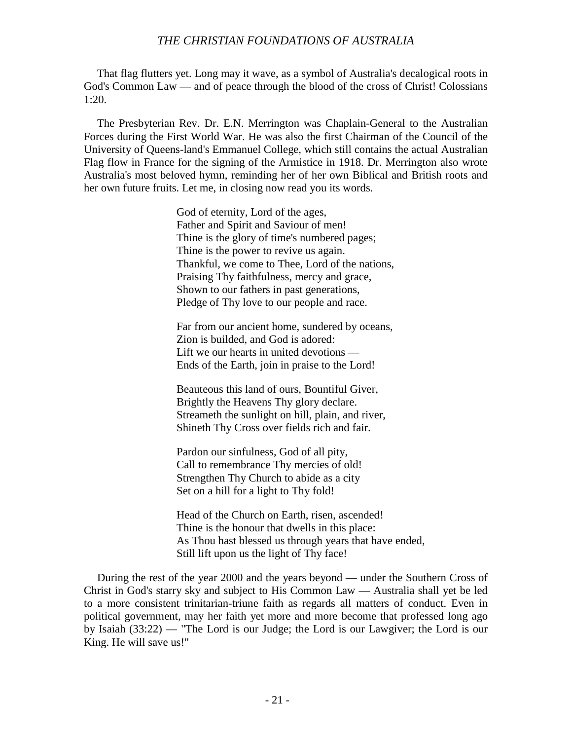That flag flutters yet. Long may it wave, as a symbol of Australia's decalogical roots in God's Common Law — and of peace through the blood of the cross of Christ! Colossians 1:20.

The Presbyterian Rev. Dr. E.N. Merrington was Chaplain-General to the Australian Forces during the First World War. He was also the first Chairman of the Council of the University of Queens-land's Emmanuel College, which still contains the actual Australian Flag flow in France for the signing of the Armistice in 1918. Dr. Merrington also wrote Australia's most beloved hymn, reminding her of her own Biblical and British roots and her own future fruits. Let me, in closing now read you its words.

> God of eternity, Lord of the ages,  
> Father and Spirit and Saviour of men!  
> Thine is the glory of time's numbered pages;  
> Thine is the power to revive us again.  
> Thankful, we come to Thee, Lord of the nations,  
> Praising Thy faithfulness, mercy and grace,  
> Shown to our fathers in past generations,  
> Pledge of Thy love to our people and race.
>
> Far from our ancient home, sundered by oceans,  
> Zion is builded, and God is adored:  
> Lift we our hearts in united devotions —  
> Ends of the Earth, join in praise to the Lord!
>
> Beauteous this land of ours, Bountiful Giver,  
> Brightly the Heavens Thy glory declare.  
> Streameth the sunlight on hill, plain, and river,  
> Shineth Thy Cross over fields rich and fair.
>
> Pardon our sinfulness, God of all pity,  
> Call to remembrance Thy mercies of old!  
> Strengthen Thy Church to abide as a city  
> Set on a hill for a light to Thy fold!
>
> Head of the Church on Earth, risen, ascended!  
> Thine is the honour that dwells in this place:  
> As Thou hast blessed us through years that have ended,  
> Still lift upon us the light of Thy face!

During the rest of the year 2000 and the years beyond — under the Southern Cross of Christ in God's starry sky and subject to His Common Law — Australia shall yet be led to a more consistent trinitarian-triune faith as regards all matters of conduct. Even in political government, may her faith yet more and more become that professed long ago by Isaiah (33:22) — "The Lord is our Judge; the Lord is our Lawgiver; the Lord is our King. He will save us!"